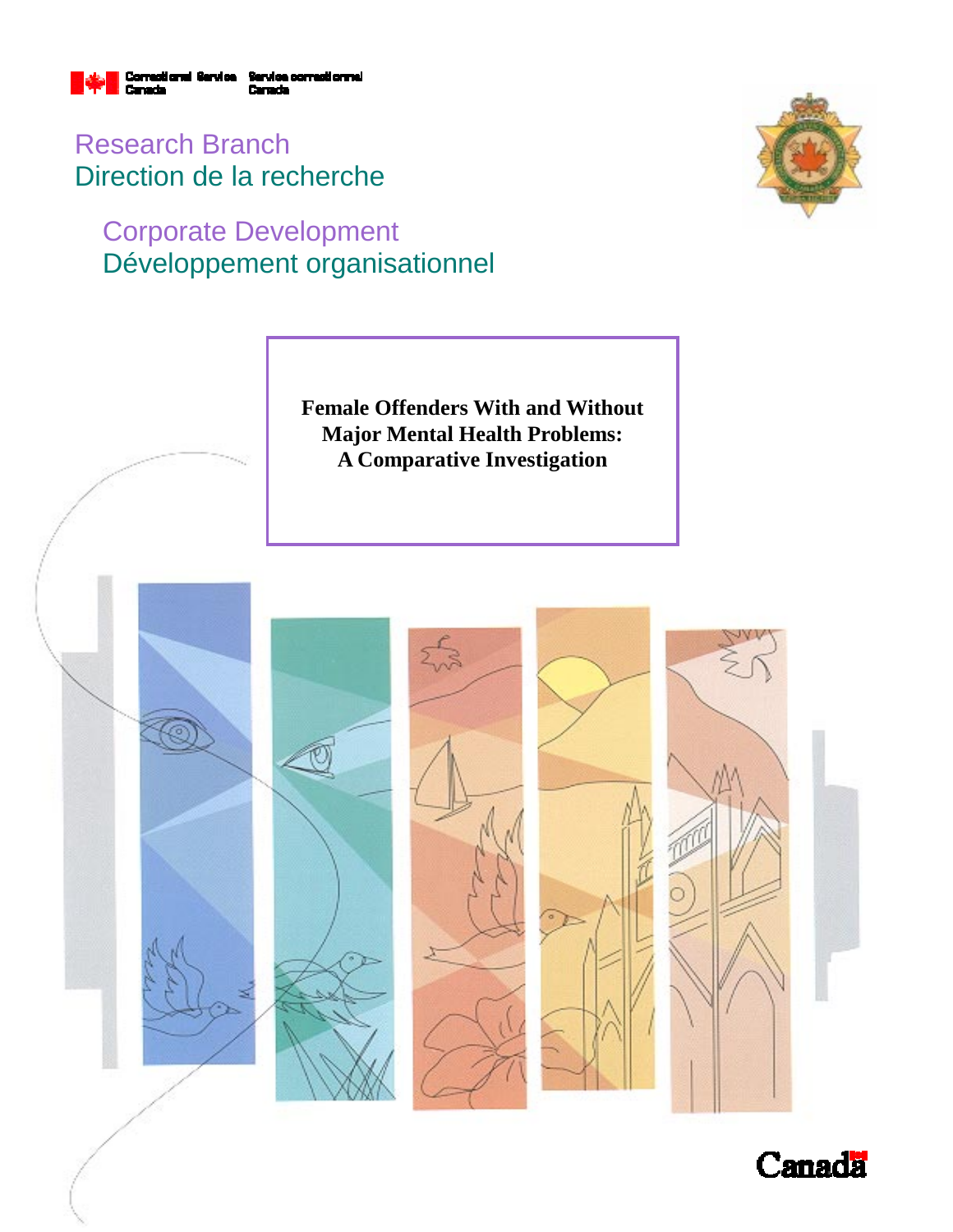Correctional Service Canada Service correctionnel Canada

Research Branch
Direction de la recherche

Corporate Development
Développement organisationnel

# Female Offenders With and Without Major Mental Health Problems: A Comparative Investigation

Canada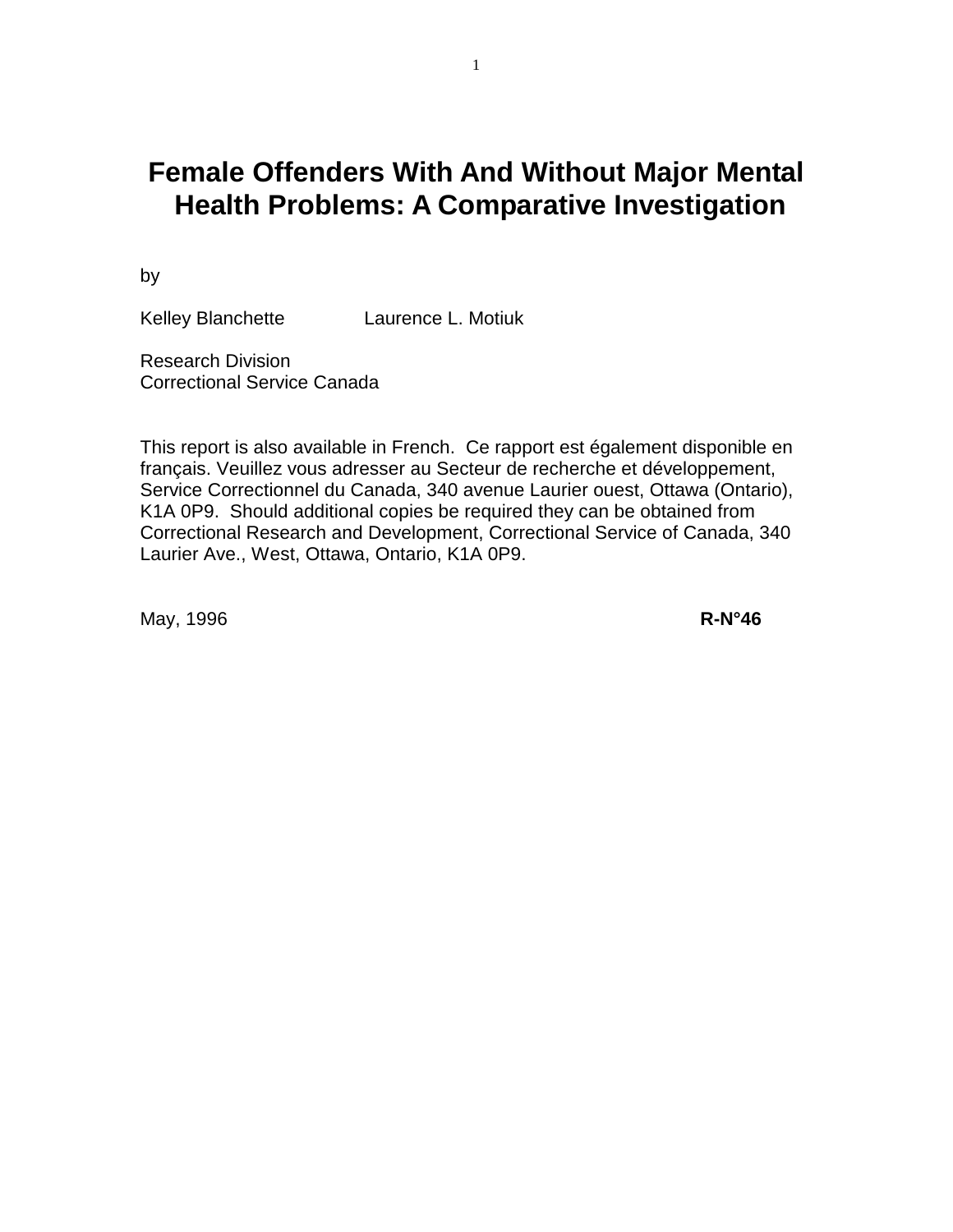# Female Offenders With And Without Major Mental Health Problems: A Comparative Investigation

by

Kelley Blanchette Laurence L. Motiuk

Research Division
Correctional Service Canada

This report is also available in French. Ce rapport est également disponible en français. Veuillez vous adresser au Secteur de recherche et développement, Service Correctionnel du Canada, 340 avenue Laurier ouest, Ottawa (Ontario), K1A 0P9. Should additional copies be required they can be obtained from Correctional Research and Development, Correctional Service of Canada, 340 Laurier Ave., West, Ottawa, Ontario, K1A 0P9.

May, 1996 **R-N°46**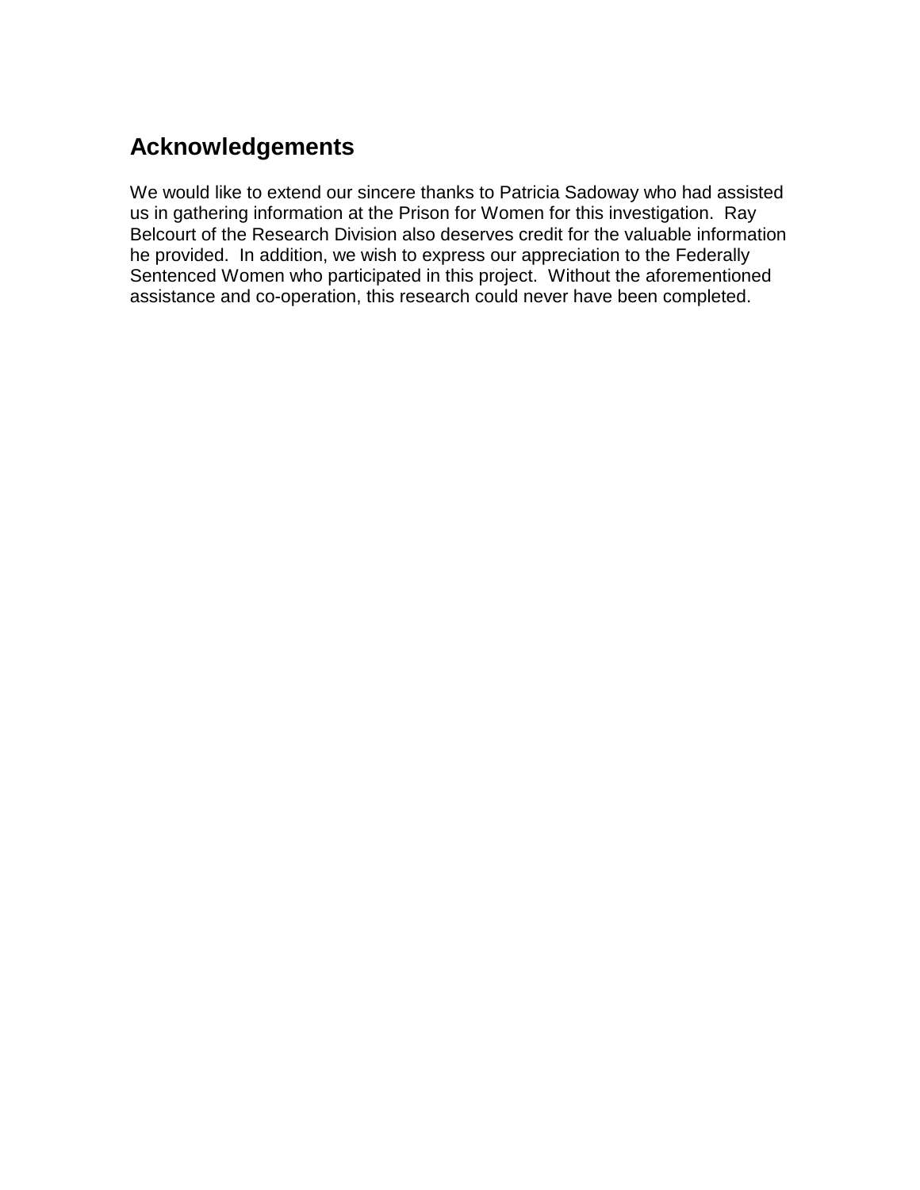## Acknowledgements

We would like to extend our sincere thanks to Patricia Sadoway who had assisted us in gathering information at the Prison for Women for this investigation. Ray Belcourt of the Research Division also deserves credit for the valuable information he provided. In addition, we wish to express our appreciation to the Federally Sentenced Women who participated in this project. Without the aforementioned assistance and co-operation, this research could never have been completed.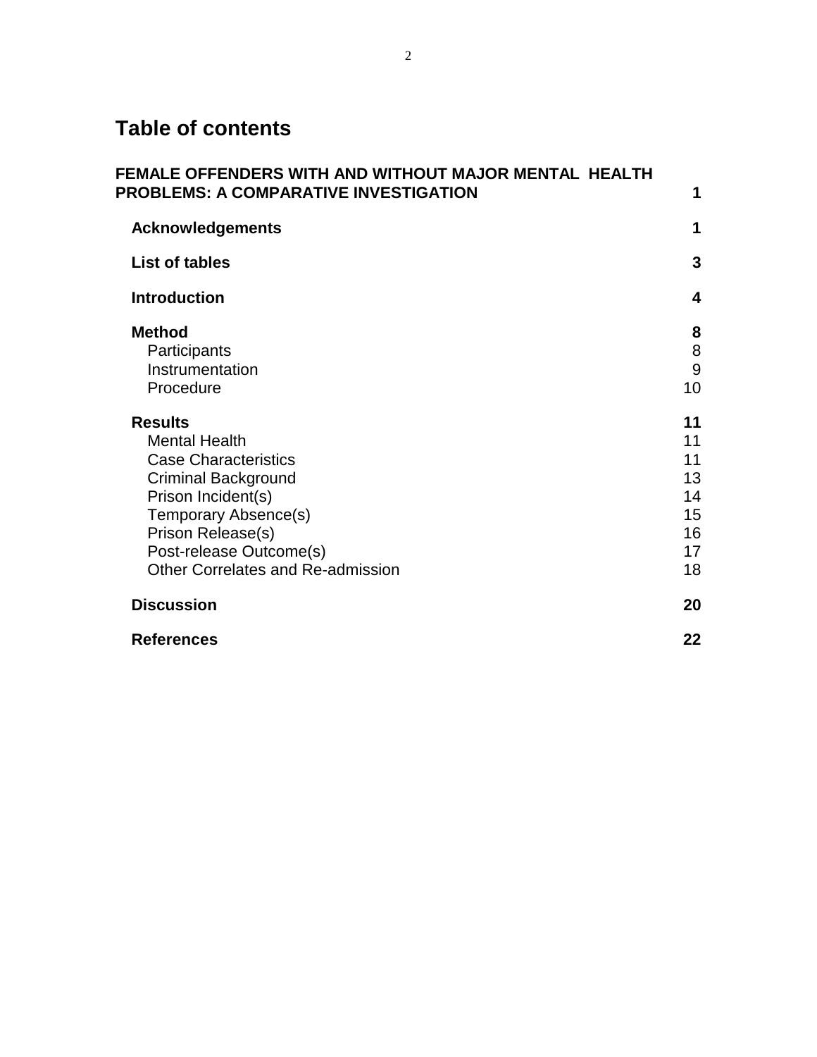# Table of contents

**FEMALE OFFENDERS WITH AND WITHOUT MAJOR MENTAL HEALTH PROBLEMS: A COMPARATIVE INVESTIGATION** **1**

- **Acknowledgements** **1**
- **List of tables** **3**
- **Introduction** **4**
- **Method** **8**
  - Participants 8
  - Instrumentation 9
  - Procedure 10
- **Results** **11**
  - Mental Health 11
  - Case Characteristics 11
  - Criminal Background 13
  - Prison Incident(s) 14
  - Temporary Absence(s) 15
  - Prison Release(s) 16
  - Post-release Outcome(s) 17
  - Other Correlates and Re-admission 18
- **Discussion** **20**
- **References** **22**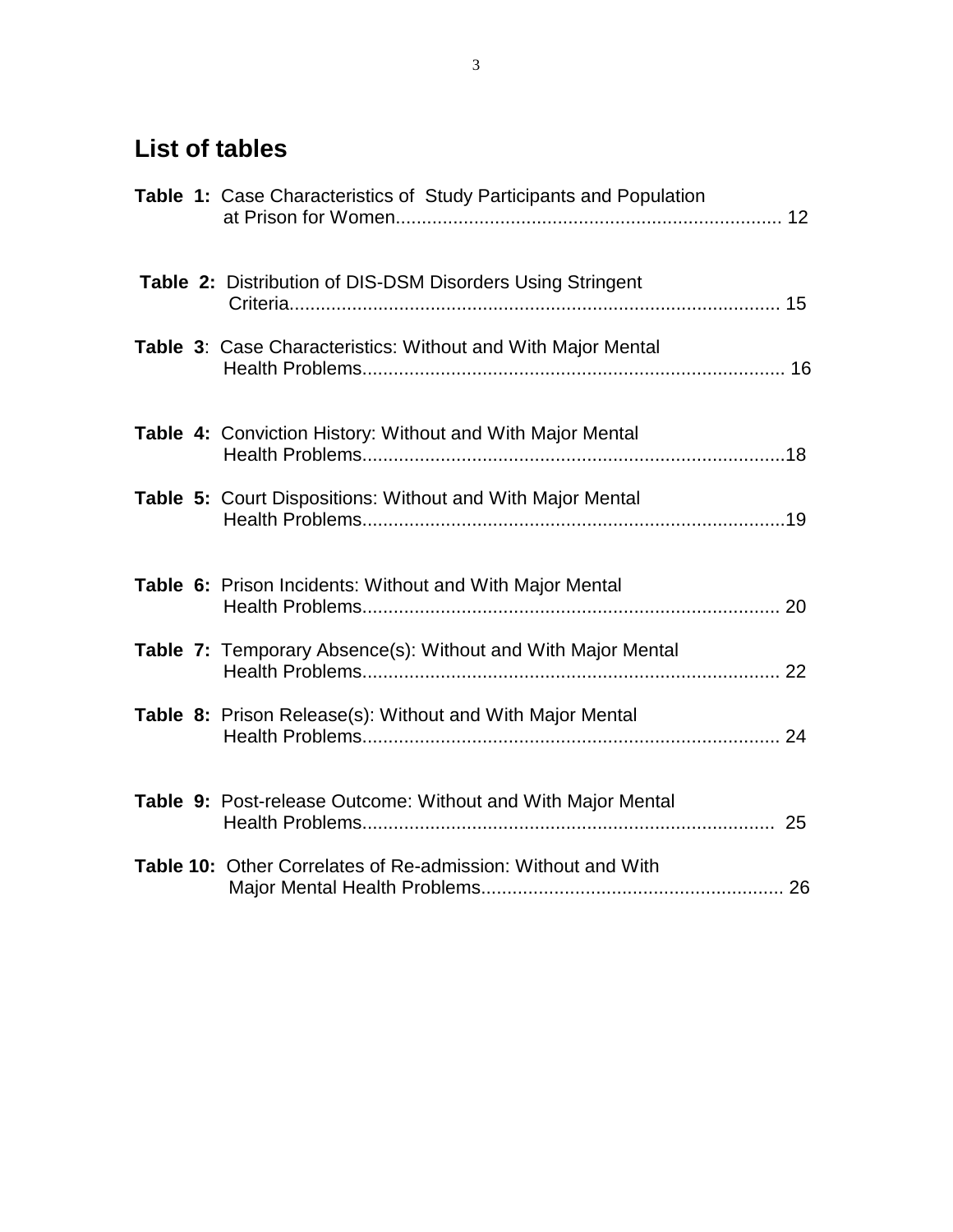## List of tables

**Table 1:** Case Characteristics of Study Participants and Population at Prison for Women......................................................................... 12

**Table 2:** Distribution of DIS-DSM Disorders Using Stringent Criteria............................................................................................ 15

**Table 3**: Case Characteristics: Without and With Major Mental Health Problems................................................................................ 16

**Table 4:** Conviction History: Without and With Major Mental Health Problems................................................................................18

**Table 5:** Court Dispositions: Without and With Major Mental Health Problems................................................................................19

**Table 6:** Prison Incidents: Without and With Major Mental Health Problems............................................................................... 20

**Table 7:** Temporary Absence(s): Without and With Major Mental Health Problems............................................................................... 22

**Table 8:** Prison Release(s): Without and With Major Mental Health Problems............................................................................... 24

**Table 9:** Post-release Outcome: Without and With Major Mental Health Problems.............................................................................. 25

**Table 10:** Other Correlates of Re-admission: Without and With Major Mental Health Problems......................................................... 26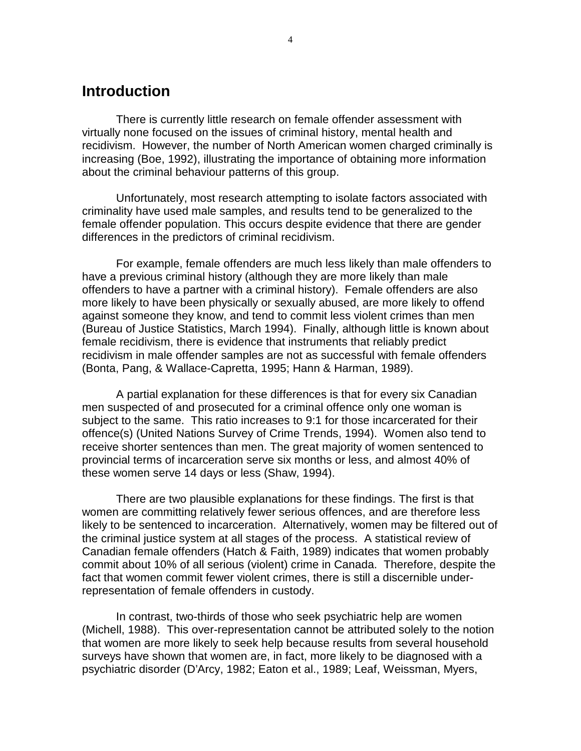# Introduction

There is currently little research on female offender assessment with virtually none focused on the issues of criminal history, mental health and recidivism. However, the number of North American women charged criminally is increasing (Boe, 1992), illustrating the importance of obtaining more information about the criminal behaviour patterns of this group.

Unfortunately, most research attempting to isolate factors associated with criminality have used male samples, and results tend to be generalized to the female offender population. This occurs despite evidence that there are gender differences in the predictors of criminal recidivism.

For example, female offenders are much less likely than male offenders to have a previous criminal history (although they are more likely than male offenders to have a partner with a criminal history). Female offenders are also more likely to have been physically or sexually abused, are more likely to offend against someone they know, and tend to commit less violent crimes than men (Bureau of Justice Statistics, March 1994). Finally, although little is known about female recidivism, there is evidence that instruments that reliably predict recidivism in male offender samples are not as successful with female offenders (Bonta, Pang, & Wallace-Capretta, 1995; Hann & Harman, 1989).

A partial explanation for these differences is that for every six Canadian men suspected of and prosecuted for a criminal offence only one woman is subject to the same. This ratio increases to 9:1 for those incarcerated for their offence(s) (United Nations Survey of Crime Trends, 1994). Women also tend to receive shorter sentences than men. The great majority of women sentenced to provincial terms of incarceration serve six months or less, and almost 40% of these women serve 14 days or less (Shaw, 1994).

There are two plausible explanations for these findings. The first is that women are committing relatively fewer serious offences, and are therefore less likely to be sentenced to incarceration. Alternatively, women may be filtered out of the criminal justice system at all stages of the process. A statistical review of Canadian female offenders (Hatch & Faith, 1989) indicates that women probably commit about 10% of all serious (violent) crime in Canada. Therefore, despite the fact that women commit fewer violent crimes, there is still a discernible under-representation of female offenders in custody.

In contrast, two-thirds of those who seek psychiatric help are women (Michell, 1988). This over-representation cannot be attributed solely to the notion that women are more likely to seek help because results from several household surveys have shown that women are, in fact, more likely to be diagnosed with a psychiatric disorder (D'Arcy, 1982; Eaton et al., 1989; Leaf, Weissman, Myers,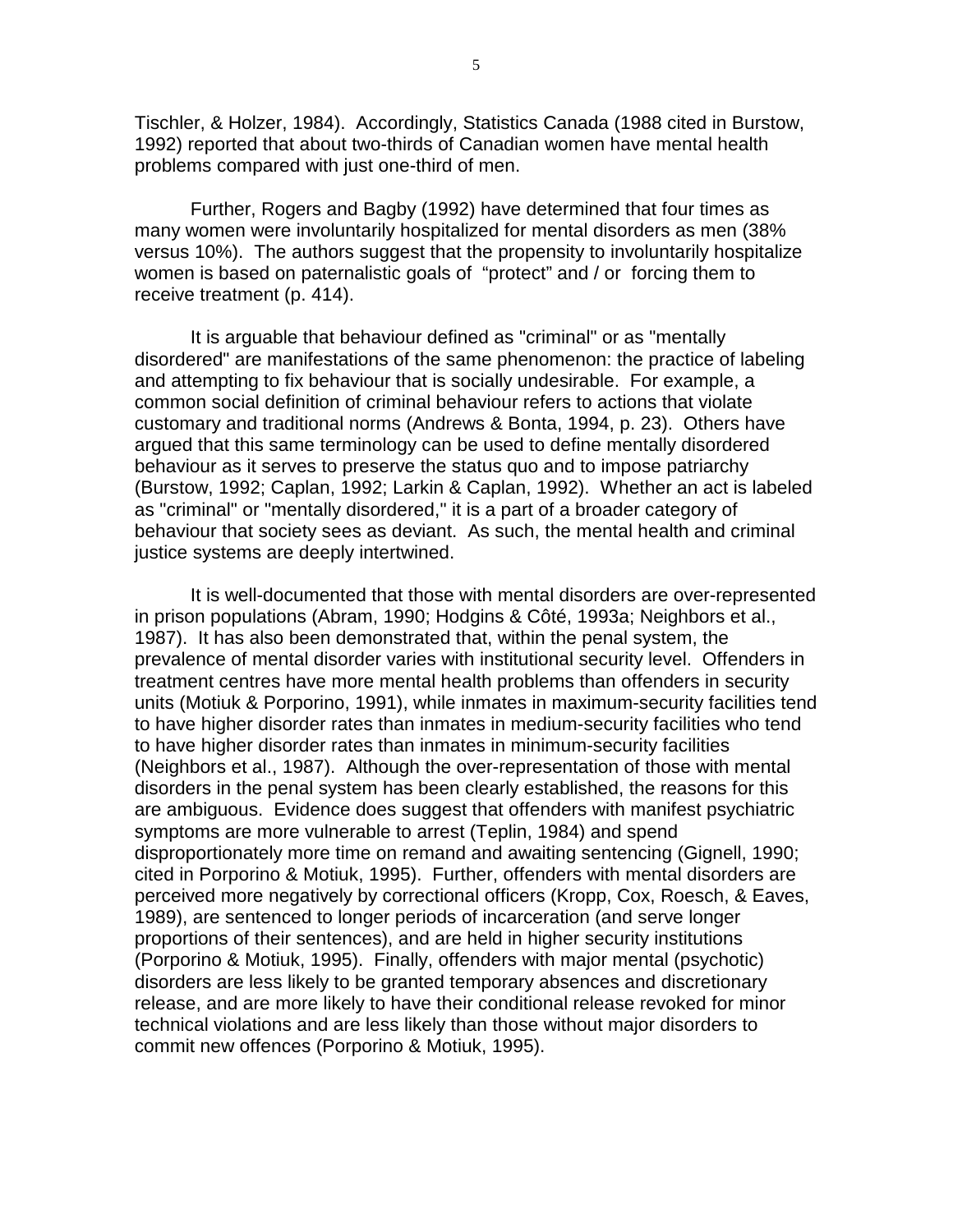Tischler, & Holzer, 1984). Accordingly, Statistics Canada (1988 cited in Burstow, 1992) reported that about two-thirds of Canadian women have mental health problems compared with just one-third of men.

Further, Rogers and Bagby (1992) have determined that four times as many women were involuntarily hospitalized for mental disorders as men (38% versus 10%). The authors suggest that the propensity to involuntarily hospitalize women is based on paternalistic goals of "protect" and / or forcing them to receive treatment (p. 414).

It is arguable that behaviour defined as "criminal" or as "mentally disordered" are manifestations of the same phenomenon: the practice of labeling and attempting to fix behaviour that is socially undesirable. For example, a common social definition of criminal behaviour refers to actions that violate customary and traditional norms (Andrews & Bonta, 1994, p. 23). Others have argued that this same terminology can be used to define mentally disordered behaviour as it serves to preserve the status quo and to impose patriarchy (Burstow, 1992; Caplan, 1992; Larkin & Caplan, 1992). Whether an act is labeled as "criminal" or "mentally disordered," it is a part of a broader category of behaviour that society sees as deviant. As such, the mental health and criminal justice systems are deeply intertwined.

It is well-documented that those with mental disorders are over-represented in prison populations (Abram, 1990; Hodgins & Côté, 1993a; Neighbors et al., 1987). It has also been demonstrated that, within the penal system, the prevalence of mental disorder varies with institutional security level. Offenders in treatment centres have more mental health problems than offenders in security units (Motiuk & Porporino, 1991), while inmates in maximum-security facilities tend to have higher disorder rates than inmates in medium-security facilities who tend to have higher disorder rates than inmates in minimum-security facilities (Neighbors et al., 1987). Although the over-representation of those with mental disorders in the penal system has been clearly established, the reasons for this are ambiguous. Evidence does suggest that offenders with manifest psychiatric symptoms are more vulnerable to arrest (Teplin, 1984) and spend disproportionately more time on remand and awaiting sentencing (Gignell, 1990; cited in Porporino & Motiuk, 1995). Further, offenders with mental disorders are perceived more negatively by correctional officers (Kropp, Cox, Roesch, & Eaves, 1989), are sentenced to longer periods of incarceration (and serve longer proportions of their sentences), and are held in higher security institutions (Porporino & Motiuk, 1995). Finally, offenders with major mental (psychotic) disorders are less likely to be granted temporary absences and discretionary release, and are more likely to have their conditional release revoked for minor technical violations and are less likely than those without major disorders to commit new offences (Porporino & Motiuk, 1995).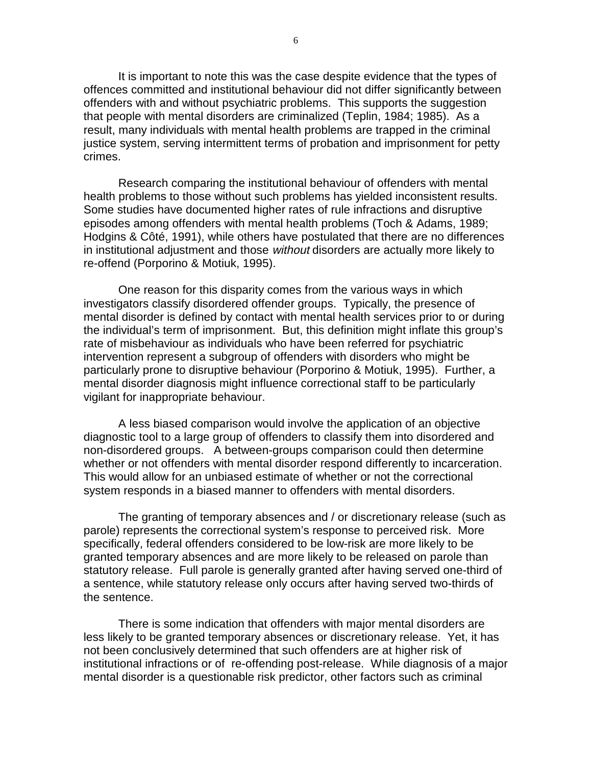It is important to note this was the case despite evidence that the types of offences committed and institutional behaviour did not differ significantly between offenders with and without psychiatric problems. This supports the suggestion that people with mental disorders are criminalized (Teplin, 1984; 1985). As a result, many individuals with mental health problems are trapped in the criminal justice system, serving intermittent terms of probation and imprisonment for petty crimes.

Research comparing the institutional behaviour of offenders with mental health problems to those without such problems has yielded inconsistent results. Some studies have documented higher rates of rule infractions and disruptive episodes among offenders with mental health problems (Toch & Adams, 1989; Hodgins & Côté, 1991), while others have postulated that there are no differences in institutional adjustment and those *without* disorders are actually more likely to re-offend (Porporino & Motiuk, 1995).

One reason for this disparity comes from the various ways in which investigators classify disordered offender groups. Typically, the presence of mental disorder is defined by contact with mental health services prior to or during the individual's term of imprisonment. But, this definition might inflate this group's rate of misbehaviour as individuals who have been referred for psychiatric intervention represent a subgroup of offenders with disorders who might be particularly prone to disruptive behaviour (Porporino & Motiuk, 1995). Further, a mental disorder diagnosis might influence correctional staff to be particularly vigilant for inappropriate behaviour.

A less biased comparison would involve the application of an objective diagnostic tool to a large group of offenders to classify them into disordered and non-disordered groups. A between-groups comparison could then determine whether or not offenders with mental disorder respond differently to incarceration. This would allow for an unbiased estimate of whether or not the correctional system responds in a biased manner to offenders with mental disorders.

The granting of temporary absences and / or discretionary release (such as parole) represents the correctional system's response to perceived risk. More specifically, federal offenders considered to be low-risk are more likely to be granted temporary absences and are more likely to be released on parole than statutory release. Full parole is generally granted after having served one-third of a sentence, while statutory release only occurs after having served two-thirds of the sentence.

There is some indication that offenders with major mental disorders are less likely to be granted temporary absences or discretionary release. Yet, it has not been conclusively determined that such offenders are at higher risk of institutional infractions or of re-offending post-release. While diagnosis of a major mental disorder is a questionable risk predictor, other factors such as criminal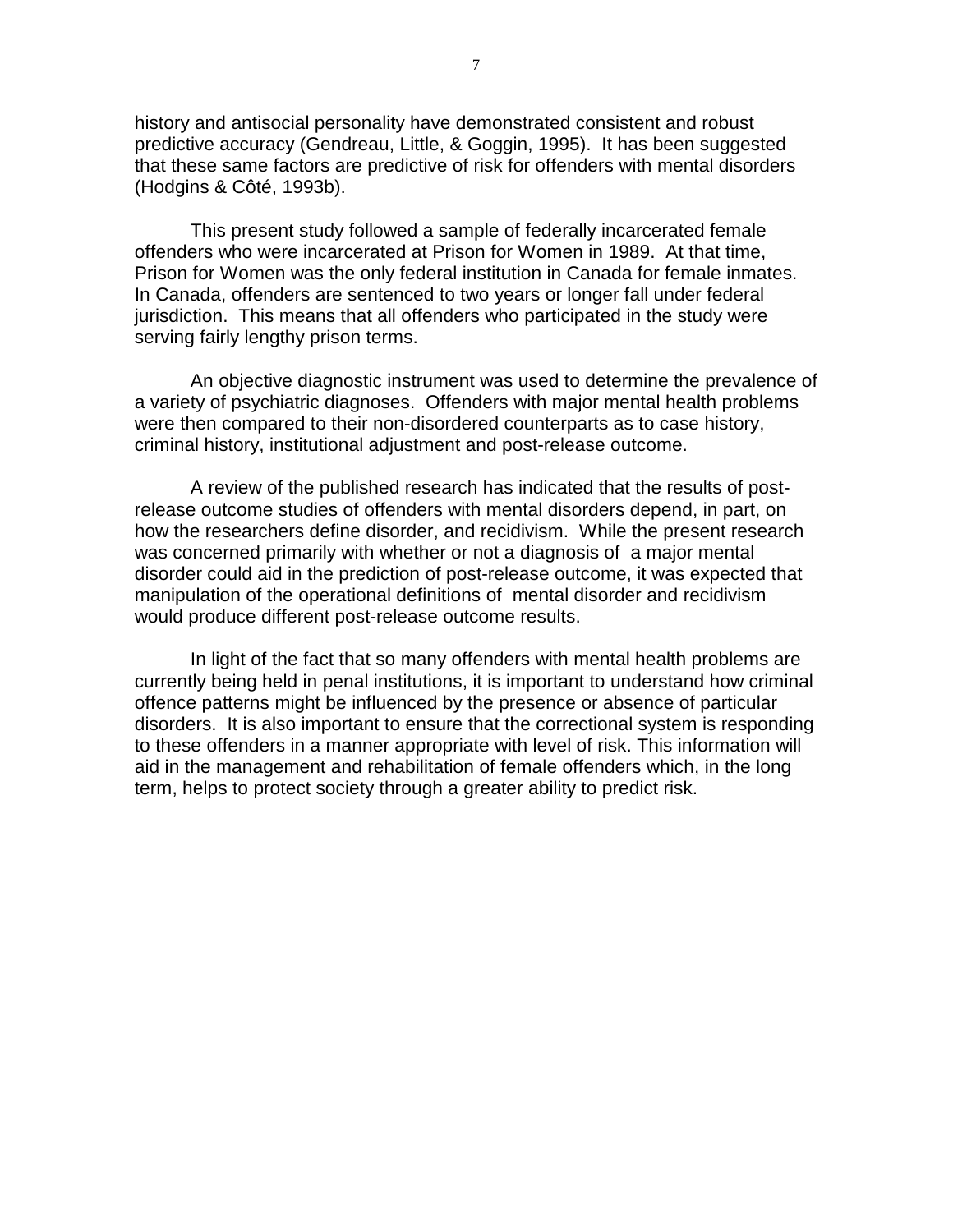history and antisocial personality have demonstrated consistent and robust predictive accuracy (Gendreau, Little, & Goggin, 1995). It has been suggested that these same factors are predictive of risk for offenders with mental disorders (Hodgins & Côté, 1993b).

This present study followed a sample of federally incarcerated female offenders who were incarcerated at Prison for Women in 1989. At that time, Prison for Women was the only federal institution in Canada for female inmates. In Canada, offenders are sentenced to two years or longer fall under federal jurisdiction. This means that all offenders who participated in the study were serving fairly lengthy prison terms.

An objective diagnostic instrument was used to determine the prevalence of a variety of psychiatric diagnoses. Offenders with major mental health problems were then compared to their non-disordered counterparts as to case history, criminal history, institutional adjustment and post-release outcome.

A review of the published research has indicated that the results of post-release outcome studies of offenders with mental disorders depend, in part, on how the researchers define disorder, and recidivism. While the present research was concerned primarily with whether or not a diagnosis of a major mental disorder could aid in the prediction of post-release outcome, it was expected that manipulation of the operational definitions of mental disorder and recidivism would produce different post-release outcome results.

In light of the fact that so many offenders with mental health problems are currently being held in penal institutions, it is important to understand how criminal offence patterns might be influenced by the presence or absence of particular disorders. It is also important to ensure that the correctional system is responding to these offenders in a manner appropriate with level of risk. This information will aid in the management and rehabilitation of female offenders which, in the long term, helps to protect society through a greater ability to predict risk.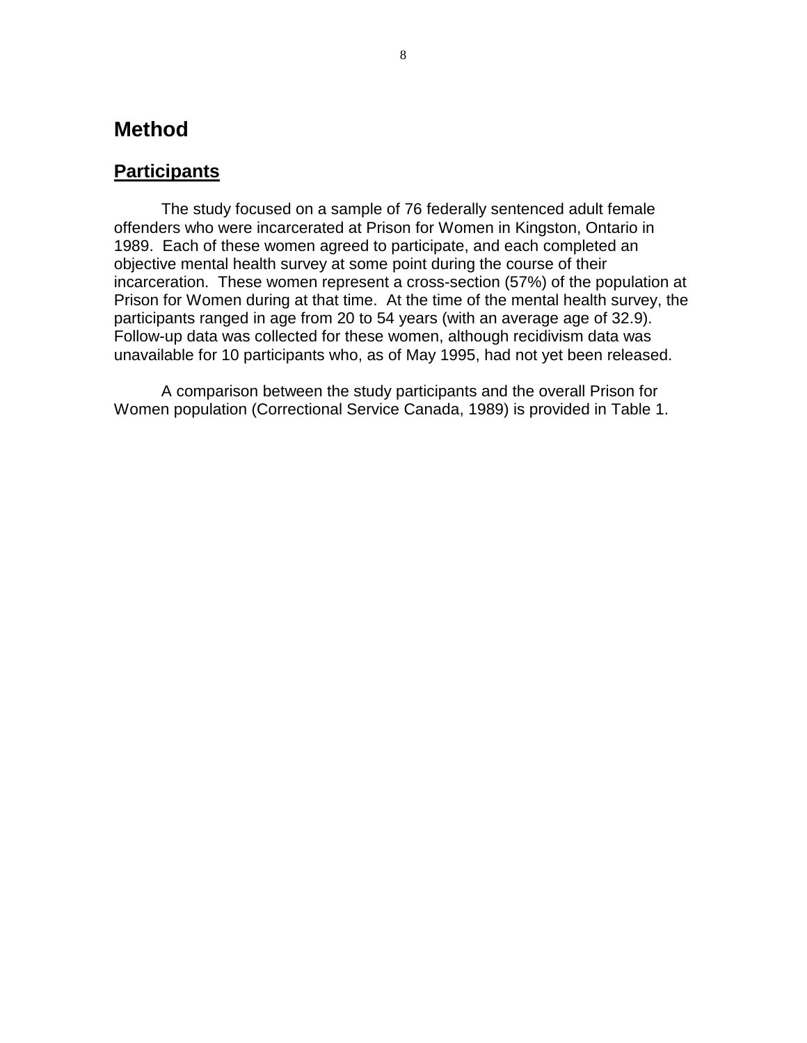# Method

## Participants

The study focused on a sample of 76 federally sentenced adult female offenders who were incarcerated at Prison for Women in Kingston, Ontario in 1989. Each of these women agreed to participate, and each completed an objective mental health survey at some point during the course of their incarceration. These women represent a cross-section (57%) of the population at Prison for Women during at that time. At the time of the mental health survey, the participants ranged in age from 20 to 54 years (with an average age of 32.9). Follow-up data was collected for these women, although recidivism data was unavailable for 10 participants who, as of May 1995, had not yet been released.

A comparison between the study participants and the overall Prison for Women population (Correctional Service Canada, 1989) is provided in Table 1.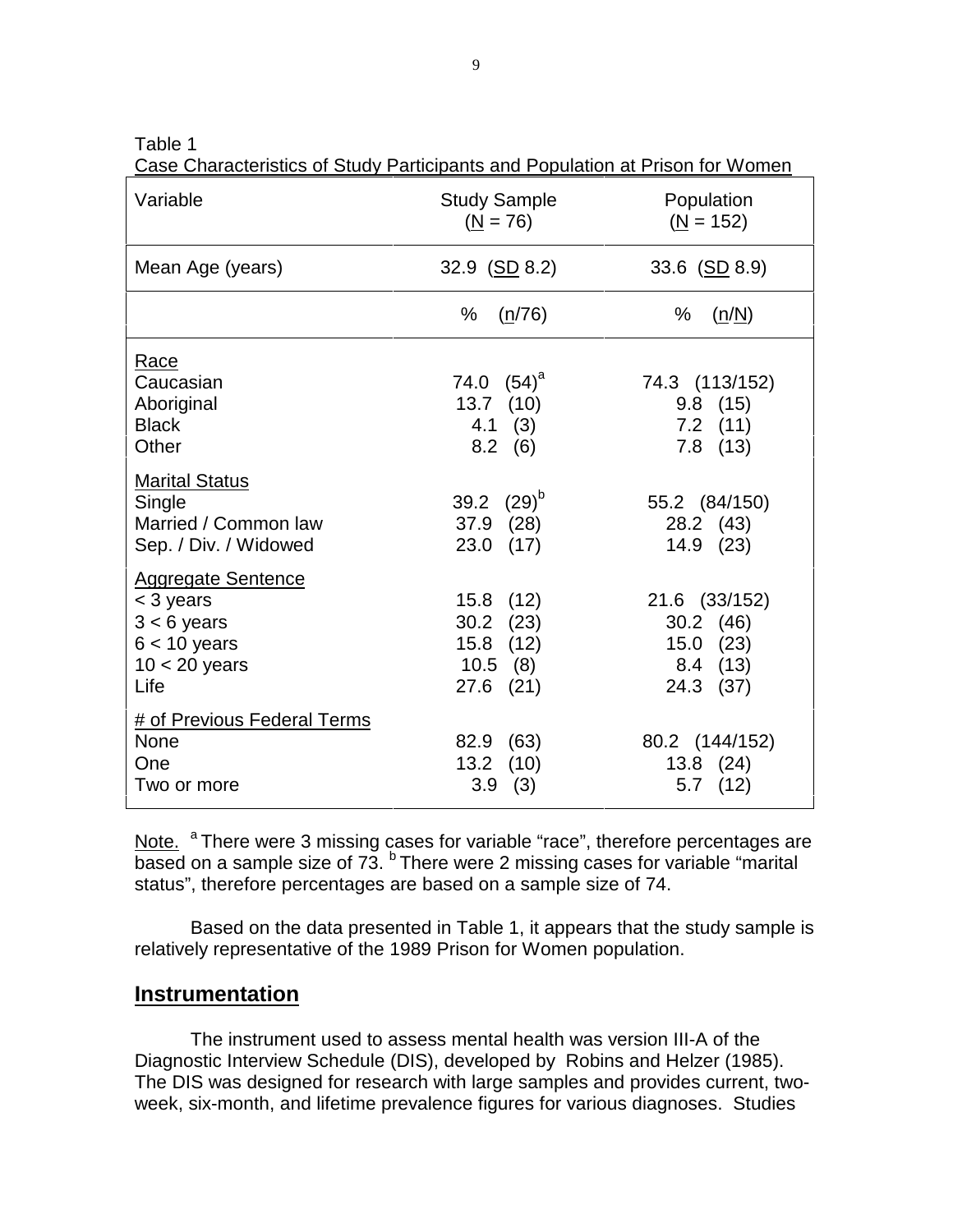Table 1

Case Characteristics of Study Participants and Population at Prison for Women

| Variable | Study Sample (N = 76) | Population (N = 152) |
|---|---|---|
| Mean Age (years) | 32.9 (SD 8.2) | 33.6 (SD 8.9) |
| | % (n/76) | % (n/N) |
| Race | | |
| Caucasian | 74.0 (54)[a] | 74.3 (113/152) |
| Aboriginal | 13.7 (10) | 9.8 (15) |
| Black | 4.1 (3) | 7.2 (11) |
| Other | 8.2 (6) | 7.8 (13) |
| Marital Status | | |
| Single | 39.2 (29)[b] | 55.2 (84/150) |
| Married / Common law | 37.9 (28) | 28.2 (43) |
| Sep. / Div. / Widowed | 23.0 (17) | 14.9 (23) |
| Aggregate Sentence | | |
| < 3 years | 15.8 (12) | 21.6 (33/152) |
| 3 < 6 years | 30.2 (23) | 30.2 (46) |
| 6 < 10 years | 15.8 (12) | 15.0 (23) |
| 10 < 20 years | 10.5 (8) | 8.4 (13) |
| Life | 27.6 (21) | 24.3 (37) |
| # of Previous Federal Terms | | |
| None | 82.9 (63) | 80.2 (144/152) |
| One | 13.2 (10) | 13.8 (24) |
| Two or more | 3.9 (3) | 5.7 (12) |

Note. [a] There were 3 missing cases for variable "race", therefore percentages are based on a sample size of 73. [b] There were 2 missing cases for variable "marital status", therefore percentages are based on a sample size of 74.

Based on the data presented in Table 1, it appears that the study sample is relatively representative of the 1989 Prison for Women population.

## Instrumentation

The instrument used to assess mental health was version III-A of the Diagnostic Interview Schedule (DIS), developed by Robins and Helzer (1985). The DIS was designed for research with large samples and provides current, two-week, six-month, and lifetime prevalence figures for various diagnoses. Studies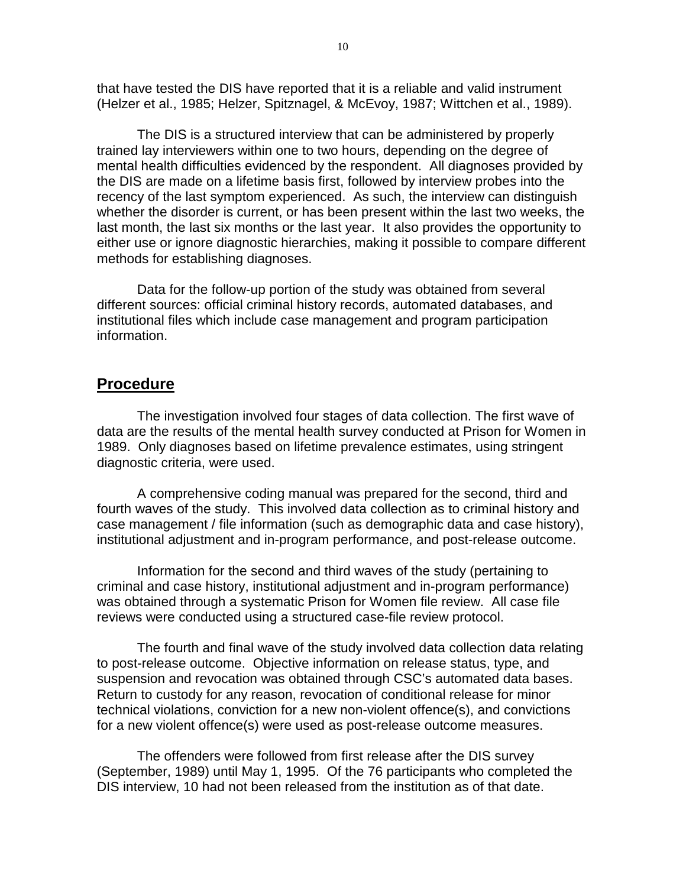that have tested the DIS have reported that it is a reliable and valid instrument (Helzer et al., 1985; Helzer, Spitznagel, & McEvoy, 1987; Wittchen et al., 1989).

The DIS is a structured interview that can be administered by properly trained lay interviewers within one to two hours, depending on the degree of mental health difficulties evidenced by the respondent. All diagnoses provided by the DIS are made on a lifetime basis first, followed by interview probes into the recency of the last symptom experienced. As such, the interview can distinguish whether the disorder is current, or has been present within the last two weeks, the last month, the last six months or the last year. It also provides the opportunity to either use or ignore diagnostic hierarchies, making it possible to compare different methods for establishing diagnoses.

Data for the follow-up portion of the study was obtained from several different sources: official criminal history records, automated databases, and institutional files which include case management and program participation information.

## Procedure

The investigation involved four stages of data collection. The first wave of data are the results of the mental health survey conducted at Prison for Women in 1989. Only diagnoses based on lifetime prevalence estimates, using stringent diagnostic criteria, were used.

A comprehensive coding manual was prepared for the second, third and fourth waves of the study. This involved data collection as to criminal history and case management / file information (such as demographic data and case history), institutional adjustment and in-program performance, and post-release outcome.

Information for the second and third waves of the study (pertaining to criminal and case history, institutional adjustment and in-program performance) was obtained through a systematic Prison for Women file review. All case file reviews were conducted using a structured case-file review protocol.

The fourth and final wave of the study involved data collection data relating to post-release outcome. Objective information on release status, type, and suspension and revocation was obtained through CSC's automated data bases. Return to custody for any reason, revocation of conditional release for minor technical violations, conviction for a new non-violent offence(s), and convictions for a new violent offence(s) were used as post-release outcome measures.

The offenders were followed from first release after the DIS survey (September, 1989) until May 1, 1995. Of the 76 participants who completed the DIS interview, 10 had not been released from the institution as of that date.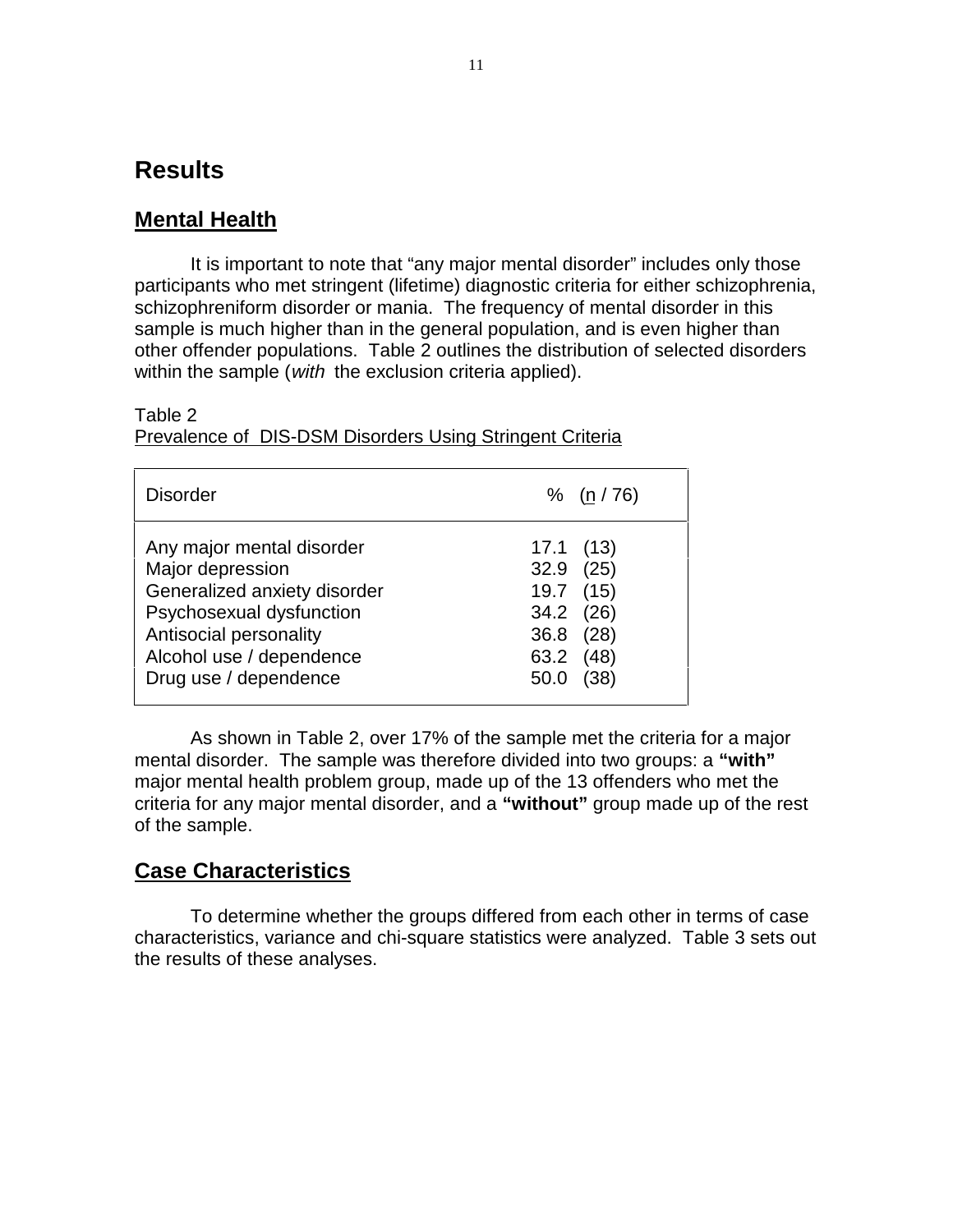# Results

## Mental Health

It is important to note that "any major mental disorder" includes only those participants who met stringent (lifetime) diagnostic criteria for either schizophrenia, schizophreniform disorder or mania. The frequency of mental disorder in this sample is much higher than in the general population, and is even higher than other offender populations. Table 2 outlines the distribution of selected disorders within the sample (*with* the exclusion criteria applied).

Table 2
Prevalence of DIS-DSM Disorders Using Stringent Criteria

| Disorder | % (n / 76) |
|---|---|
| Any major mental disorder | 17.1 (13) |
| Major depression | 32.9 (25) |
| Generalized anxiety disorder | 19.7 (15) |
| Psychosexual dysfunction | 34.2 (26) |
| Antisocial personality | 36.8 (28) |
| Alcohol use / dependence | 63.2 (48) |
| Drug use / dependence | 50.0 (38) |

As shown in Table 2, over 17% of the sample met the criteria for a major mental disorder. The sample was therefore divided into two groups: a **"with"** major mental health problem group, made up of the 13 offenders who met the criteria for any major mental disorder, and a **"without"** group made up of the rest of the sample.

## Case Characteristics

To determine whether the groups differed from each other in terms of case characteristics, variance and chi-square statistics were analyzed. Table 3 sets out the results of these analyses.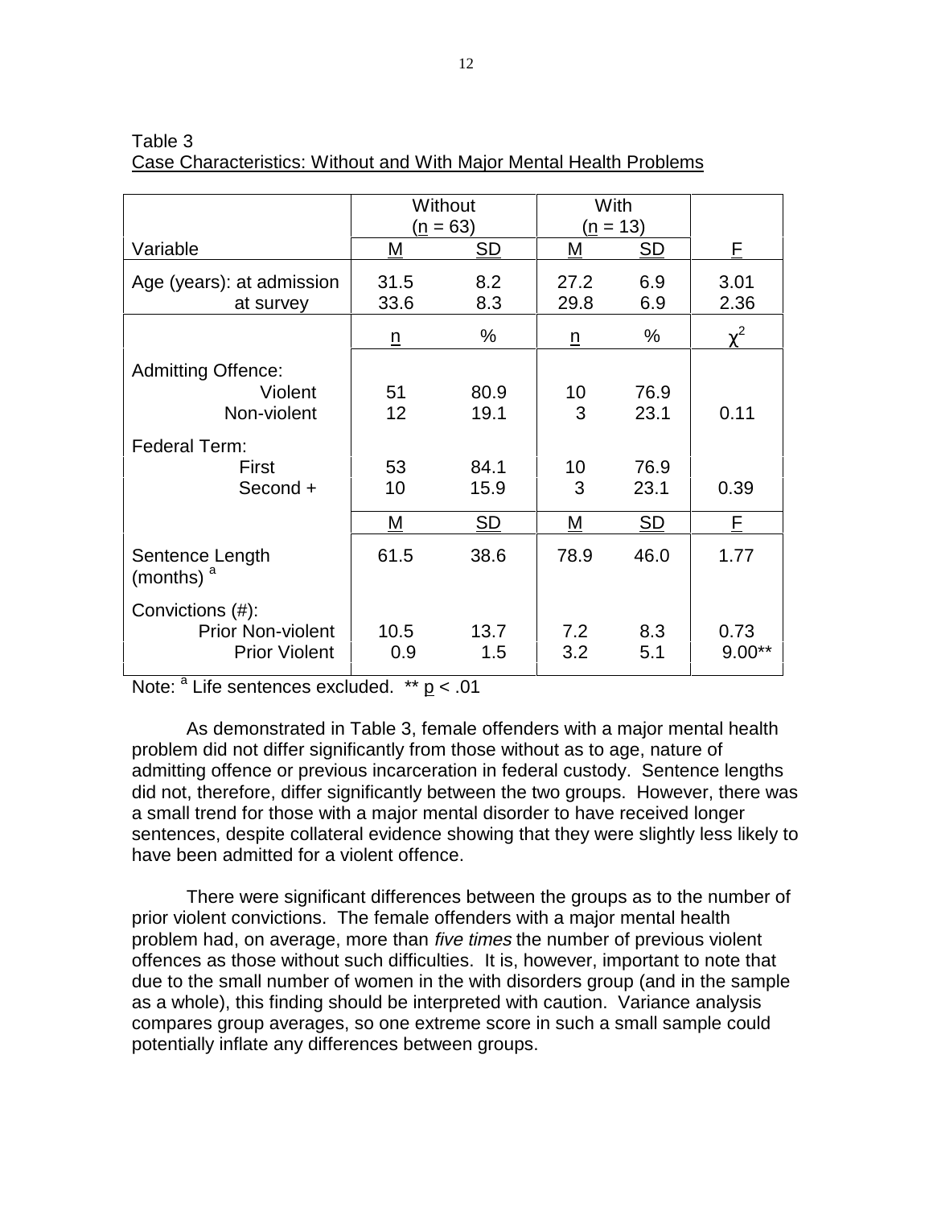Table 3
Case Characteristics: Without and With Major Mental Health Problems

| | Without ($n$ = 63) | | With ($n$ = 13) | | |
|---|---|---|---|---|---|
| Variable | M | SD | M | SD | F |
| Age (years): at admission | 31.5 | 8.2 | 27.2 | 6.9 | 3.01 |
| at survey | 33.6 | 8.3 | 29.8 | 6.9 | 2.36 |
| | n | % | n | % | $\chi^2$ |
| Admitting Offence: | | | | | |
| Violent | 51 | 80.9 | 10 | 76.9 | |
| Non-violent | 12 | 19.1 | 3 | 23.1 | 0.11 |
| Federal Term: | | | | | |
| First | 53 | 84.1 | 10 | 76.9 | |
| Second + | 10 | 15.9 | 3 | 23.1 | 0.39 |
| | M | SD | M | SD | F |
| Sentence Length (months) [a] | 61.5 | 38.6 | 78.9 | 46.0 | 1.77 |
| Convictions (#): | | | | | |
| Prior Non-violent | 10.5 | 13.7 | 7.2 | 8.3 | 0.73 |
| Prior Violent | 0.9 | 1.5 | 3.2 | 5.1 | 9.00** |

Note: [a] Life sentences excluded. ** $p < .01$

As demonstrated in Table 3, female offenders with a major mental health problem did not differ significantly from those without as to age, nature of admitting offence or previous incarceration in federal custody. Sentence lengths did not, therefore, differ significantly between the two groups. However, there was a small trend for those with a major mental disorder to have received longer sentences, despite collateral evidence showing that they were slightly less likely to have been admitted for a violent offence.

There were significant differences between the groups as to the number of prior violent convictions. The female offenders with a major mental health problem had, on average, more than *five times* the number of previous violent offences as those without such difficulties. It is, however, important to note that due to the small number of women in the with disorders group (and in the sample as a whole), this finding should be interpreted with caution. Variance analysis compares group averages, so one extreme score in such a small sample could potentially inflate any differences between groups.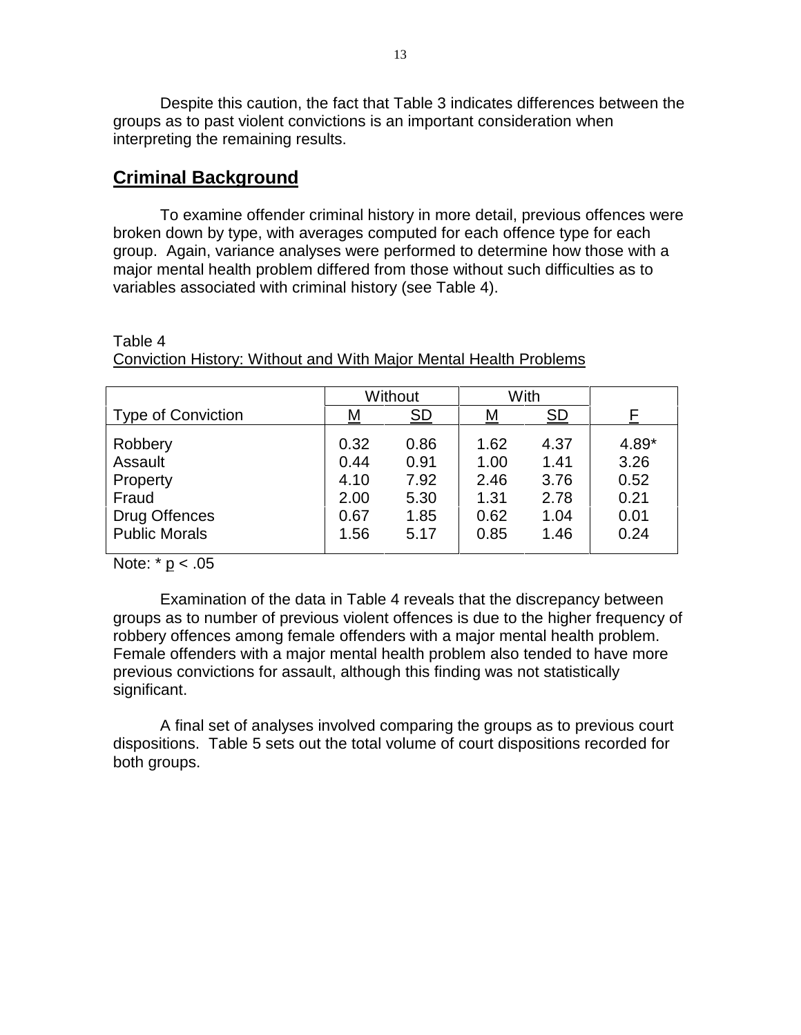Despite this caution, the fact that Table 3 indicates differences between the groups as to past violent convictions is an important consideration when interpreting the remaining results.

## Criminal Background

To examine offender criminal history in more detail, previous offences were broken down by type, with averages computed for each offence type for each group. Again, variance analyses were performed to determine how those with a major mental health problem differed from those without such difficulties as to variables associated with criminal history (see Table 4).

Table 4
Conviction History: Without and With Major Mental Health Problems

| | Without | | With | | |
|---|---|---|---|---|---|
| Type of Conviction | M | SD | M | SD | F |
| Robbery | 0.32 | 0.86 | 1.62 | 4.37 | 4.89* |
| Assault | 0.44 | 0.91 | 1.00 | 1.41 | 3.26 |
| Property | 4.10 | 7.92 | 2.46 | 3.76 | 0.52 |
| Fraud | 2.00 | 5.30 | 1.31 | 2.78 | 0.21 |
| Drug Offences | 0.67 | 1.85 | 0.62 | 1.04 | 0.01 |
| Public Morals | 1.56 | 5.17 | 0.85 | 1.46 | 0.24 |

Note: * $p < .05$

Examination of the data in Table 4 reveals that the discrepancy between groups as to number of previous violent offences is due to the higher frequency of robbery offences among female offenders with a major mental health problem. Female offenders with a major mental health problem also tended to have more previous convictions for assault, although this finding was not statistically significant.

A final set of analyses involved comparing the groups as to previous court dispositions. Table 5 sets out the total volume of court dispositions recorded for both groups.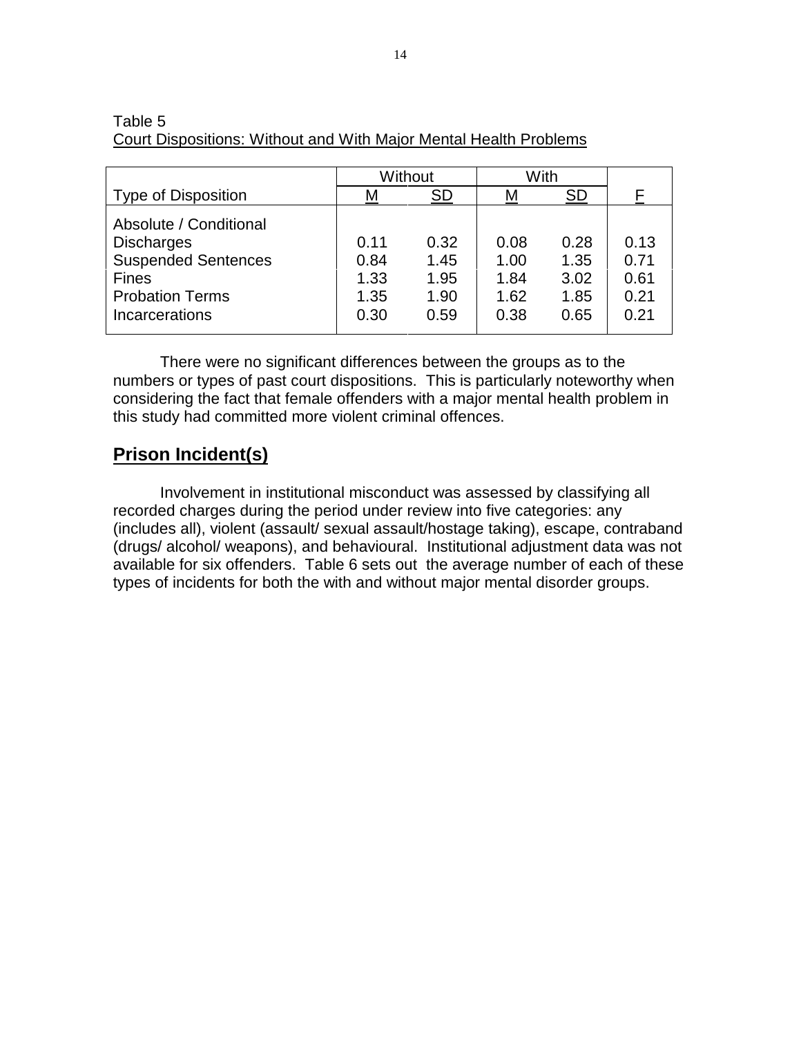Table 5
Court Dispositions: Without and With Major Mental Health Problems

| | Without | | With | | |
|---|---|---|---|---|---|
| Type of Disposition | M | SD | M | SD | F |
| Absolute / Conditional Discharges | 0.11 | 0.32 | 0.08 | 0.28 | 0.13 |
| Suspended Sentences | 0.84 | 1.45 | 1.00 | 1.35 | 0.71 |
| Fines | 1.33 | 1.95 | 1.84 | 3.02 | 0.61 |
| Probation Terms | 1.35 | 1.90 | 1.62 | 1.85 | 0.21 |
| Incarcerations | 0.30 | 0.59 | 0.38 | 0.65 | 0.21 |

There were no significant differences between the groups as to the numbers or types of past court dispositions. This is particularly noteworthy when considering the fact that female offenders with a major mental health problem in this study had committed more violent criminal offences.

## Prison Incident(s)

Involvement in institutional misconduct was assessed by classifying all recorded charges during the period under review into five categories: any (includes all), violent (assault/ sexual assault/hostage taking), escape, contraband (drugs/ alcohol/ weapons), and behavioural. Institutional adjustment data was not available for six offenders. Table 6 sets out the average number of each of these types of incidents for both the with and without major mental disorder groups.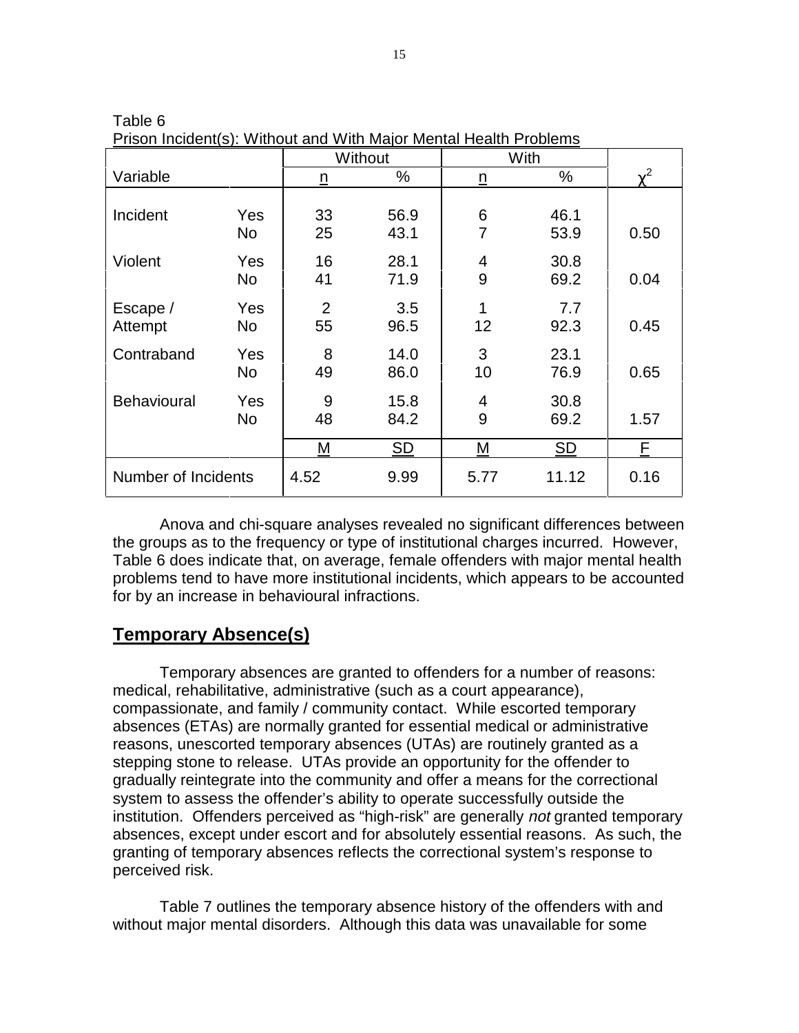Table 6
Prison Incident(s): Without and With Major Mental Health Problems

| Variable | | Without | | With | | |
|---|---|---|---|---|---|---|
| | | n | % | n | % | $\chi^2$ |
| Incident | Yes | 33 | 56.9 | 6 | 46.1 | |
| | No | 25 | 43.1 | 7 | 53.9 | 0.50 |
| Violent | Yes | 16 | 28.1 | 4 | 30.8 | |
| | No | 41 | 71.9 | 9 | 69.2 | 0.04 |
| Escape / | Yes | 2 | 3.5 | 1 | 7.7 | |
| Attempt | No | 55 | 96.5 | 12 | 92.3 | 0.45 |
| Contraband | Yes | 8 | 14.0 | 3 | 23.1 | |
| | No | 49 | 86.0 | 10 | 76.9 | 0.65 |
| Behavioural | Yes | 9 | 15.8 | 4 | 30.8 | |
| | No | 48 | 84.2 | 9 | 69.2 | 1.57 |
| | | M | SD | M | SD | F |
| Number of Incidents | | 4.52 | 9.99 | 5.77 | 11.12 | 0.16 |

Anova and chi-square analyses revealed no significant differences between the groups as to the frequency or type of institutional charges incurred. However, Table 6 does indicate that, on average, female offenders with major mental health problems tend to have more institutional incidents, which appears to be accounted for by an increase in behavioural infractions.

## Temporary Absence(s)

Temporary absences are granted to offenders for a number of reasons: medical, rehabilitative, administrative (such as a court appearance), compassionate, and family / community contact. While escorted temporary absences (ETAs) are normally granted for essential medical or administrative reasons, unescorted temporary absences (UTAs) are routinely granted as a stepping stone to release. UTAs provide an opportunity for the offender to gradually reintegrate into the community and offer a means for the correctional system to assess the offender's ability to operate successfully outside the institution. Offenders perceived as "high-risk" are generally *not* granted temporary absences, except under escort and for absolutely essential reasons. As such, the granting of temporary absences reflects the correctional system's response to perceived risk.

Table 7 outlines the temporary absence history of the offenders with and without major mental disorders. Although this data was unavailable for some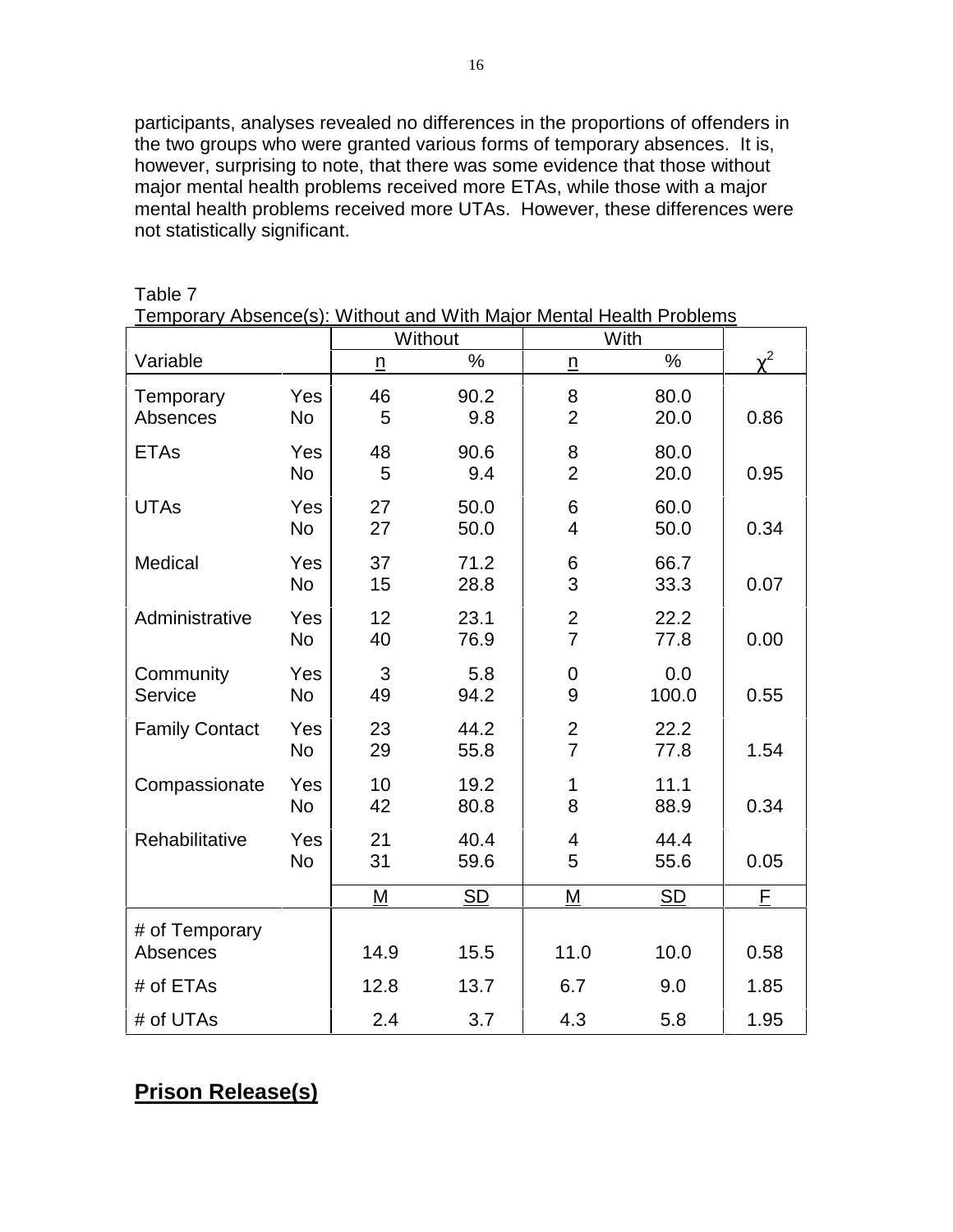participants, analyses revealed no differences in the proportions of offenders in the two groups who were granted various forms of temporary absences. It is, however, surprising to note, that there was some evidence that those without major mental health problems received more ETAs, while those with a major mental health problems received more UTAs. However, these differences were not statistically significant.

Table 7
Temporary Absence(s): Without and With Major Mental Health Problems

| | | Without | | With | | |
|---|---|---|---|---|---|---|
| Variable | | n | % | n | % | $\chi^2$ |
| Temporary Absences | Yes | 46 | 90.2 | 8 | 80.0 | |
| | No | 5 | 9.8 | 2 | 20.0 | 0.86 |
| ETAs | Yes | 48 | 90.6 | 8 | 80.0 | |
| | No | 5 | 9.4 | 2 | 20.0 | 0.95 |
| UTAs | Yes | 27 | 50.0 | 6 | 60.0 | |
| | No | 27 | 50.0 | 4 | 50.0 | 0.34 |
| Medical | Yes | 37 | 71.2 | 6 | 66.7 | |
| | No | 15 | 28.8 | 3 | 33.3 | 0.07 |
| Administrative | Yes | 12 | 23.1 | 2 | 22.2 | |
| | No | 40 | 76.9 | 7 | 77.8 | 0.00 |
| Community Service | Yes | 3 | 5.8 | 0 | 0.0 | |
| | No | 49 | 94.2 | 9 | 100.0 | 0.55 |
| Family Contact | Yes | 23 | 44.2 | 2 | 22.2 | |
| | No | 29 | 55.8 | 7 | 77.8 | 1.54 |
| Compassionate | Yes | 10 | 19.2 | 1 | 11.1 | |
| | No | 42 | 80.8 | 8 | 88.9 | 0.34 |
| Rehabilitative | Yes | 21 | 40.4 | 4 | 44.4 | |
| | No | 31 | 59.6 | 5 | 55.6 | 0.05 |
| | | M | SD | M | SD | F |
| # of Temporary Absences | | 14.9 | 15.5 | 11.0 | 10.0 | 0.58 |
| # of ETAs | | 12.8 | 13.7 | 6.7 | 9.0 | 1.85 |
| # of UTAs | | 2.4 | 3.7 | 4.3 | 5.8 | 1.95 |

## Prison Release(s)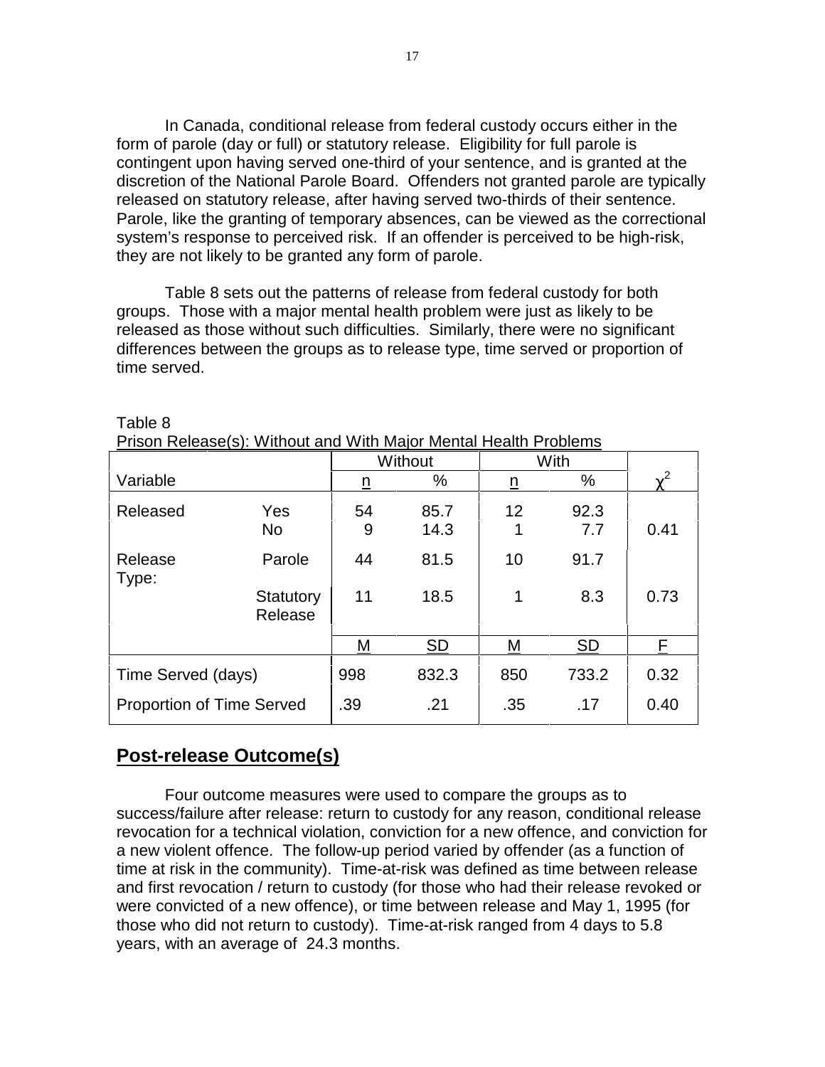In Canada, conditional release from federal custody occurs either in the form of parole (day or full) or statutory release. Eligibility for full parole is contingent upon having served one-third of your sentence, and is granted at the discretion of the National Parole Board. Offenders not granted parole are typically released on statutory release, after having served two-thirds of their sentence. Parole, like the granting of temporary absences, can be viewed as the correctional system's response to perceived risk. If an offender is perceived to be high-risk, they are not likely to be granted any form of parole.

Table 8 sets out the patterns of release from federal custody for both groups. Those with a major mental health problem were just as likely to be released as those without such difficulties. Similarly, there were no significant differences between the groups as to release type, time served or proportion of time served.

Table 8
Prison Release(s): Without and With Major Mental Health Problems

| | | Without | | With | | |
|---|---|---|---|---|---|---|
| Variable | | n | % | n | % | $\chi^2$ |
| Released | Yes | 54 | 85.7 | 12 | 92.3 | |
| | No | 9 | 14.3 | 1 | 7.7 | 0.41 |
| Release Type: | Parole | 44 | 81.5 | 10 | 91.7 | |
| | Statutory Release | 11 | 18.5 | 1 | 8.3 | 0.73 |
| | | M | SD | M | SD | F |
| Time Served (days) | | 998 | 832.3 | 850 | 733.2 | 0.32 |
| Proportion of Time Served | | .39 | .21 | .35 | .17 | 0.40 |

## Post-release Outcome(s)

Four outcome measures were used to compare the groups as to success/failure after release: return to custody for any reason, conditional release revocation for a technical violation, conviction for a new offence, and conviction for a new violent offence. The follow-up period varied by offender (as a function of time at risk in the community). Time-at-risk was defined as time between release and first revocation / return to custody (for those who had their release revoked or were convicted of a new offence), or time between release and May 1, 1995 (for those who did not return to custody). Time-at-risk ranged from 4 days to 5.8 years, with an average of 24.3 months.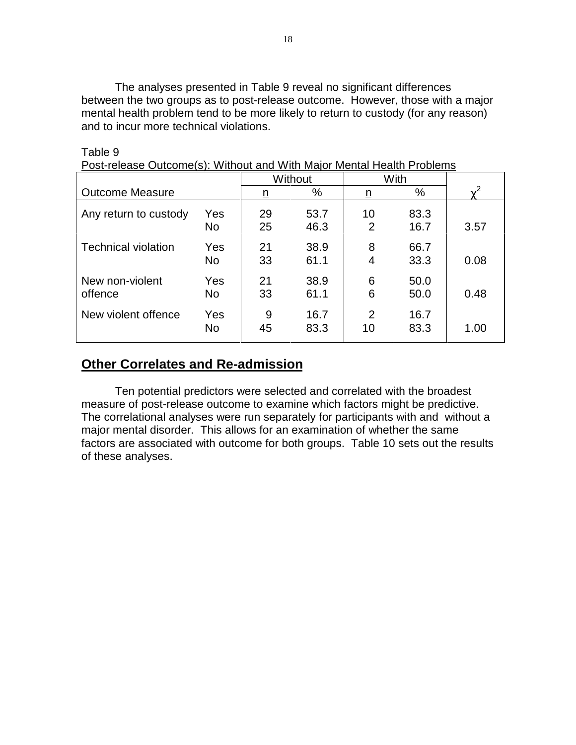The analyses presented in Table 9 reveal no significant differences between the two groups as to post-release outcome. However, those with a major mental health problem tend to be more likely to return to custody (for any reason) and to incur more technical violations.

Table 9
Post-release Outcome(s): Without and With Major Mental Health Problems

| Outcome Measure | | Without n | Without % | With n | With % | $\chi^2$ |
|---|---|---|---|---|---|---|
| Any return to custody | Yes | 29 | 53.7 | 10 | 83.3 | |
| | No | 25 | 46.3 | 2 | 16.7 | 3.57 |
| Technical violation | Yes | 21 | 38.9 | 8 | 66.7 | |
| | No | 33 | 61.1 | 4 | 33.3 | 0.08 |
| New non-violent offence | Yes | 21 | 38.9 | 6 | 50.0 | |
| | No | 33 | 61.1 | 6 | 50.0 | 0.48 |
| New violent offence | Yes | 9 | 16.7 | 2 | 16.7 | |
| | No | 45 | 83.3 | 10 | 83.3 | 1.00 |

## **Other Correlates and Re-admission**

Ten potential predictors were selected and correlated with the broadest measure of post-release outcome to examine which factors might be predictive. The correlational analyses were run separately for participants with and without a major mental disorder. This allows for an examination of whether the same factors are associated with outcome for both groups. Table 10 sets out the results of these analyses.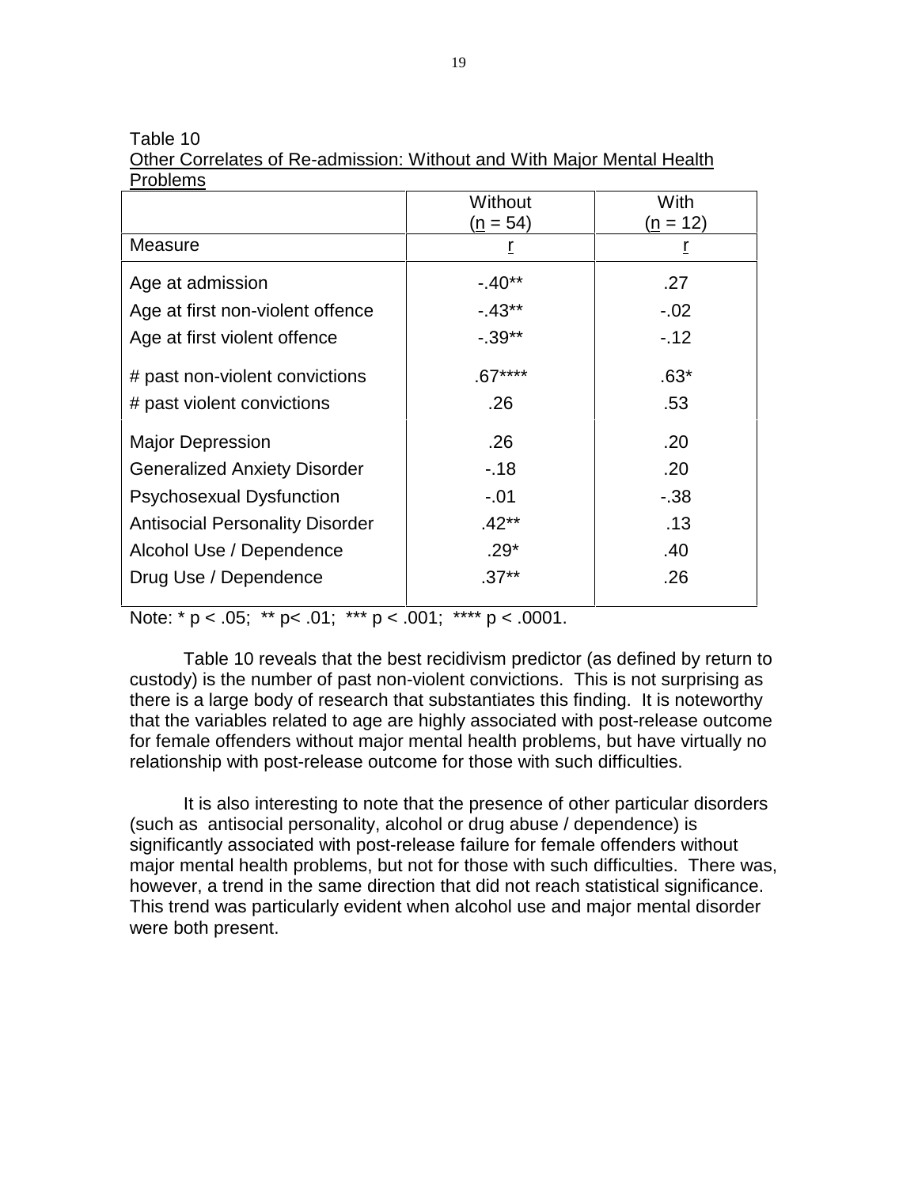Table 10

Other Correlates of Re-admission: Without and With Major Mental Health Problems

| | Without ($\underline{n}$ = 54) | With ($\underline{n}$ = 12) |
|---|---|---|
| Measure | $\underline{r}$ | $\underline{r}$ |
| Age at admission | -.40** | .27 |
| Age at first non-violent offence | -.43** | -.02 |
| Age at first violent offence | -.39** | -.12 |
| # past non-violent convictions | .67**** | .63* |
| # past violent convictions | .26 | .53 |
| Major Depression | .26 | .20 |
| Generalized Anxiety Disorder | -.18 | .20 |
| Psychosexual Dysfunction | -.01 | -.38 |
| Antisocial Personality Disorder | .42** | .13 |
| Alcohol Use / Dependence | .29* | .40 |
| Drug Use / Dependence | .37** | .26 |

Note: * $p < .05$; ** $p < .01$; *** $p < .001$; **** $p < .0001$.

Table 10 reveals that the best recidivism predictor (as defined by return to custody) is the number of past non-violent convictions. This is not surprising as there is a large body of research that substantiates this finding. It is noteworthy that the variables related to age are highly associated with post-release outcome for female offenders without major mental health problems, but have virtually no relationship with post-release outcome for those with such difficulties.

It is also interesting to note that the presence of other particular disorders (such as antisocial personality, alcohol or drug abuse / dependence) is significantly associated with post-release failure for female offenders without major mental health problems, but not for those with such difficulties. There was, however, a trend in the same direction that did not reach statistical significance. This trend was particularly evident when alcohol use and major mental disorder were both present.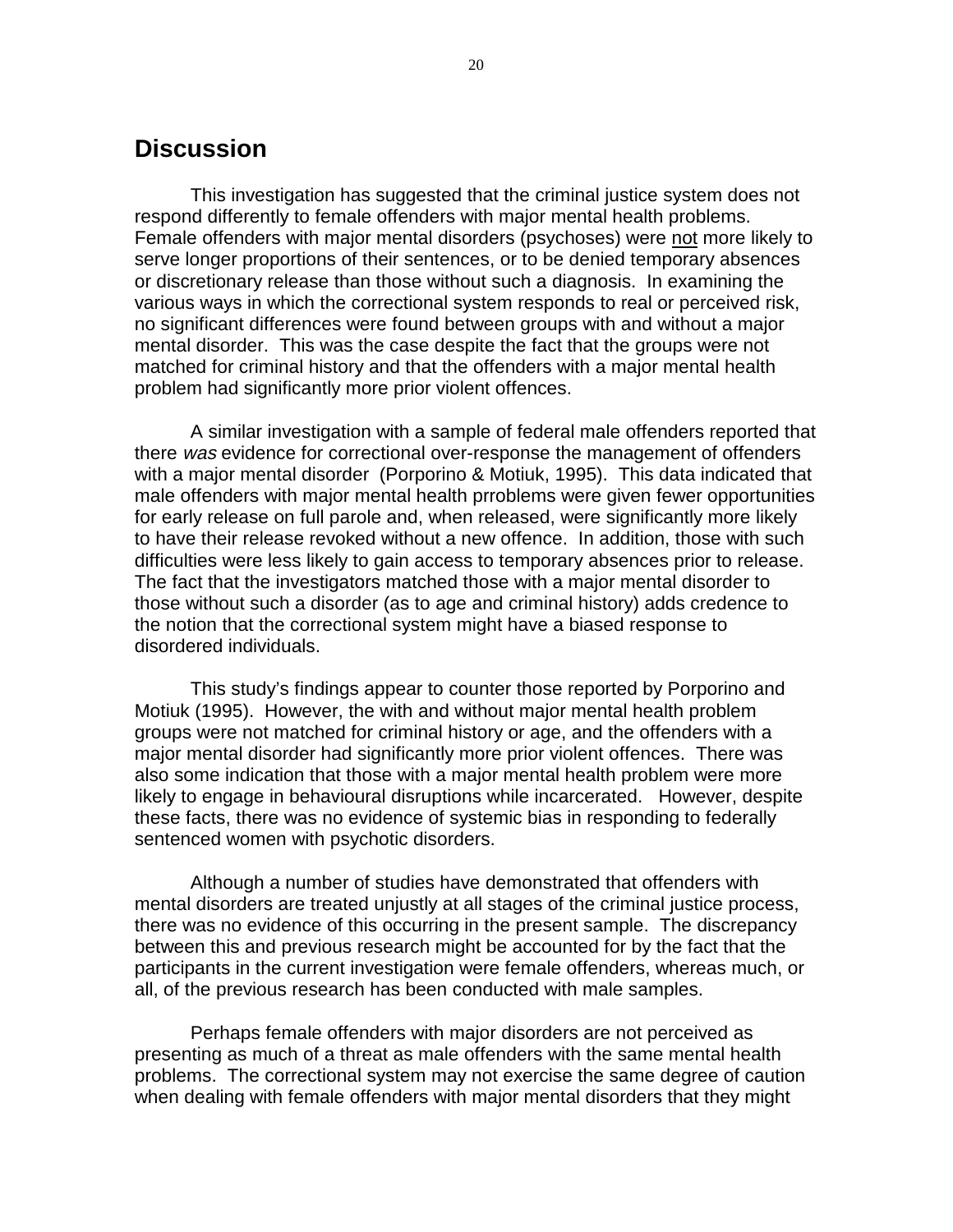## Discussion

This investigation has suggested that the criminal justice system does not respond differently to female offenders with major mental health problems. Female offenders with major mental disorders (psychoses) were <u>not</u> more likely to serve longer proportions of their sentences, or to be denied temporary absences or discretionary release than those without such a diagnosis. In examining the various ways in which the correctional system responds to real or perceived risk, no significant differences were found between groups with and without a major mental disorder. This was the case despite the fact that the groups were not matched for criminal history and that the offenders with a major mental health problem had significantly more prior violent offences.

A similar investigation with a sample of federal male offenders reported that there *was* evidence for correctional over-response the management of offenders with a major mental disorder (Porporino & Motiuk, 1995). This data indicated that male offenders with major mental health prroblems were given fewer opportunities for early release on full parole and, when released, were significantly more likely to have their release revoked without a new offence. In addition, those with such difficulties were less likely to gain access to temporary absences prior to release. The fact that the investigators matched those with a major mental disorder to those without such a disorder (as to age and criminal history) adds credence to the notion that the correctional system might have a biased response to disordered individuals.

This study's findings appear to counter those reported by Porporino and Motiuk (1995). However, the with and without major mental health problem groups were not matched for criminal history or age, and the offenders with a major mental disorder had significantly more prior violent offences. There was also some indication that those with a major mental health problem were more likely to engage in behavioural disruptions while incarcerated. However, despite these facts, there was no evidence of systemic bias in responding to federally sentenced women with psychotic disorders.

Although a number of studies have demonstrated that offenders with mental disorders are treated unjustly at all stages of the criminal justice process, there was no evidence of this occurring in the present sample. The discrepancy between this and previous research might be accounted for by the fact that the participants in the current investigation were female offenders, whereas much, or all, of the previous research has been conducted with male samples.

Perhaps female offenders with major disorders are not perceived as presenting as much of a threat as male offenders with the same mental health problems. The correctional system may not exercise the same degree of caution when dealing with female offenders with major mental disorders that they might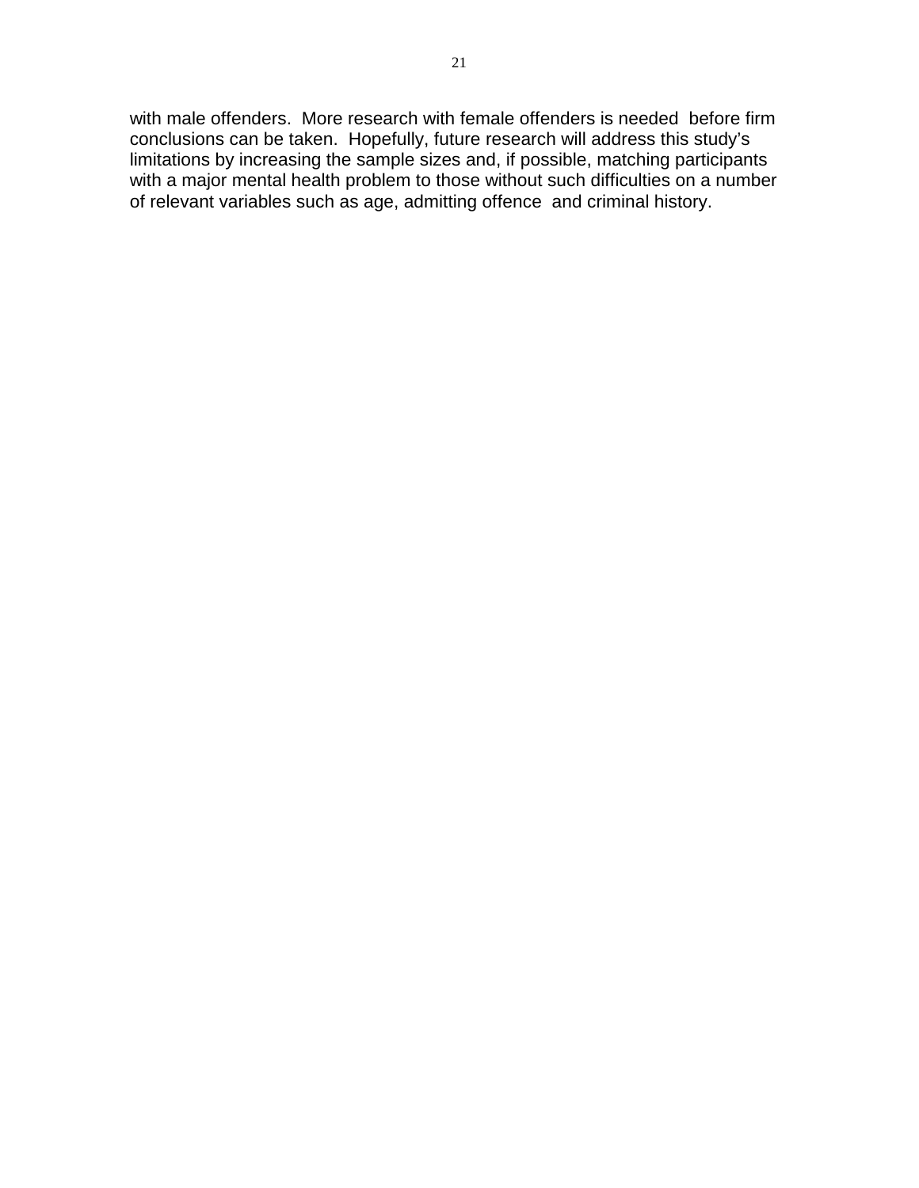with male offenders. More research with female offenders is needed before firm conclusions can be taken. Hopefully, future research will address this study's limitations by increasing the sample sizes and, if possible, matching participants with a major mental health problem to those without such difficulties on a number of relevant variables such as age, admitting offence and criminal history.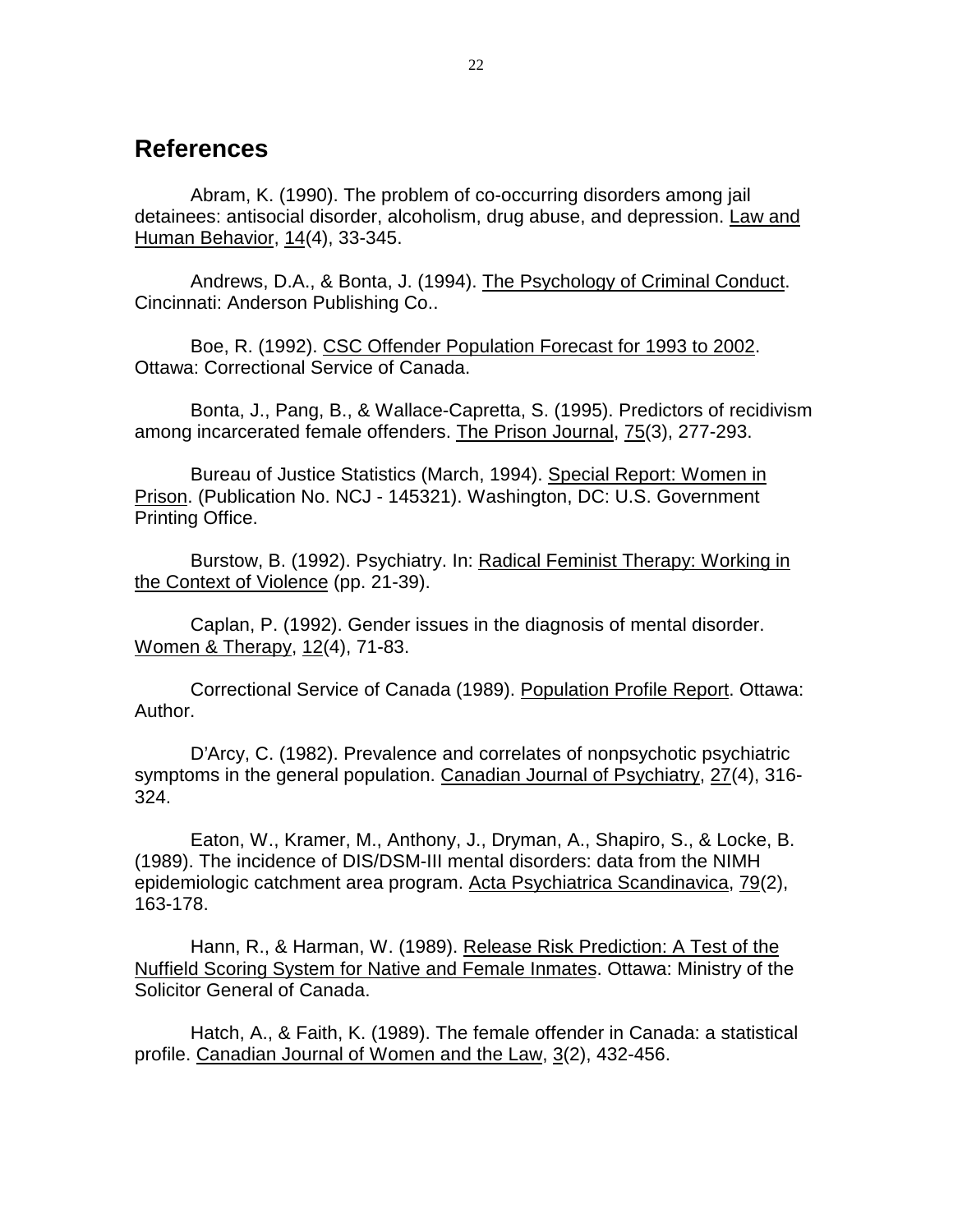## References

Abram, K. (1990). The problem of co-occurring disorders among jail detainees: antisocial disorder, alcoholism, drug abuse, and depression. Law and Human Behavior, 14(4), 33-345.

Andrews, D.A., & Bonta, J. (1994). The Psychology of Criminal Conduct. Cincinnati: Anderson Publishing Co..

Boe, R. (1992). CSC Offender Population Forecast for 1993 to 2002. Ottawa: Correctional Service of Canada.

Bonta, J., Pang, B., & Wallace-Capretta, S. (1995). Predictors of recidivism among incarcerated female offenders. The Prison Journal, 75(3), 277-293.

Bureau of Justice Statistics (March, 1994). Special Report: Women in Prison. (Publication No. NCJ - 145321). Washington, DC: U.S. Government Printing Office.

Burstow, B. (1992). Psychiatry. In: Radical Feminist Therapy: Working in the Context of Violence (pp. 21-39).

Caplan, P. (1992). Gender issues in the diagnosis of mental disorder. Women & Therapy, 12(4), 71-83.

Correctional Service of Canada (1989). Population Profile Report. Ottawa: Author.

D'Arcy, C. (1982). Prevalence and correlates of nonpsychotic psychiatric symptoms in the general population. Canadian Journal of Psychiatry, 27(4), 316-324.

Eaton, W., Kramer, M., Anthony, J., Dryman, A., Shapiro, S., & Locke, B. (1989). The incidence of DIS/DSM-III mental disorders: data from the NIMH epidemiologic catchment area program. Acta Psychiatrica Scandinavica, 79(2), 163-178.

Hann, R., & Harman, W. (1989). Release Risk Prediction: A Test of the Nuffield Scoring System for Native and Female Inmates. Ottawa: Ministry of the Solicitor General of Canada.

Hatch, A., & Faith, K. (1989). The female offender in Canada: a statistical profile. Canadian Journal of Women and the Law, 3(2), 432-456.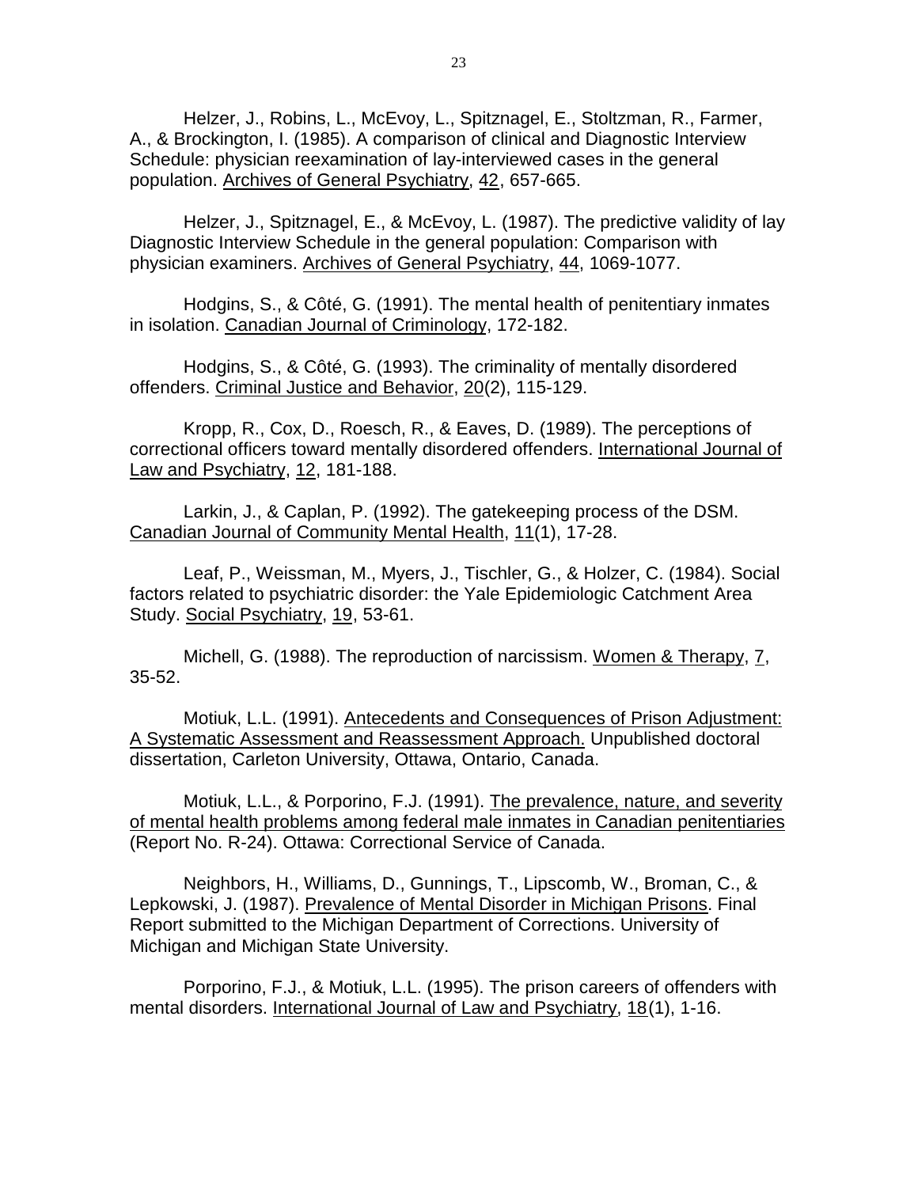Helzer, J., Robins, L., McEvoy, L., Spitznagel, E., Stoltzman, R., Farmer, A., & Brockington, I. (1985). A comparison of clinical and Diagnostic Interview Schedule: physician reexamination of lay-interviewed cases in the general population. Archives of General Psychiatry, 42, 657-665.

Helzer, J., Spitznagel, E., & McEvoy, L. (1987). The predictive validity of lay Diagnostic Interview Schedule in the general population: Comparison with physician examiners. Archives of General Psychiatry, 44, 1069-1077.

Hodgins, S., & Côté, G. (1991). The mental health of penitentiary inmates in isolation. Canadian Journal of Criminology, 172-182.

Hodgins, S., & Côté, G. (1993). The criminality of mentally disordered offenders. Criminal Justice and Behavior, 20(2), 115-129.

Kropp, R., Cox, D., Roesch, R., & Eaves, D. (1989). The perceptions of correctional officers toward mentally disordered offenders. International Journal of Law and Psychiatry, 12, 181-188.

Larkin, J., & Caplan, P. (1992). The gatekeeping process of the DSM. Canadian Journal of Community Mental Health, 11(1), 17-28.

Leaf, P., Weissman, M., Myers, J., Tischler, G., & Holzer, C. (1984). Social factors related to psychiatric disorder: the Yale Epidemiologic Catchment Area Study. Social Psychiatry, 19, 53-61.

Michell, G. (1988). The reproduction of narcissism. Women & Therapy, 7, 35-52.

Motiuk, L.L. (1991). Antecedents and Consequences of Prison Adjustment: A Systematic Assessment and Reassessment Approach. Unpublished doctoral dissertation, Carleton University, Ottawa, Ontario, Canada.

Motiuk, L.L., & Porporino, F.J. (1991). The prevalence, nature, and severity of mental health problems among federal male inmates in Canadian penitentiaries (Report No. R-24). Ottawa: Correctional Service of Canada.

Neighbors, H., Williams, D., Gunnings, T., Lipscomb, W., Broman, C., & Lepkowski, J. (1987). Prevalence of Mental Disorder in Michigan Prisons. Final Report submitted to the Michigan Department of Corrections. University of Michigan and Michigan State University.

Porporino, F.J., & Motiuk, L.L. (1995). The prison careers of offenders with mental disorders. International Journal of Law and Psychiatry, 18(1), 1-16.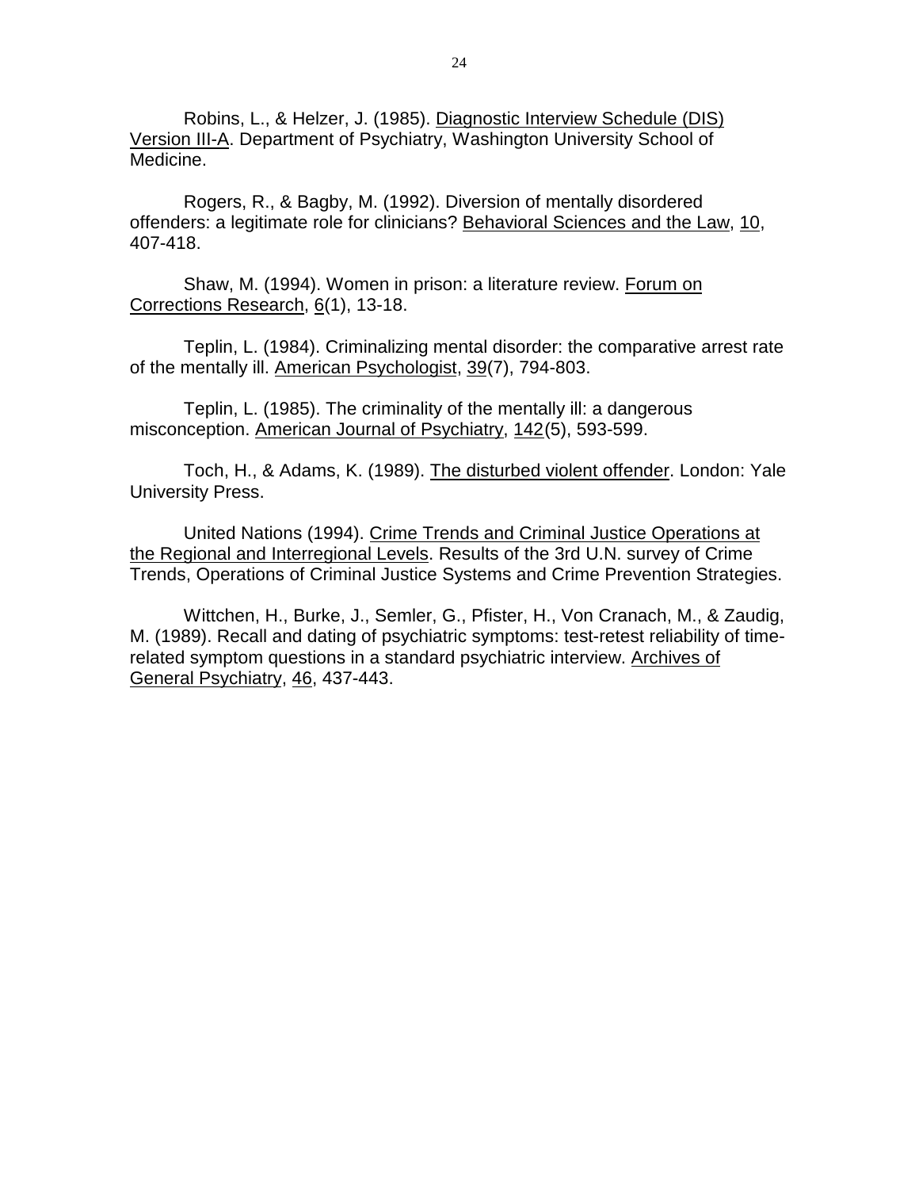Robins, L., & Helzer, J. (1985). Diagnostic Interview Schedule (DIS) Version III-A. Department of Psychiatry, Washington University School of Medicine.

Rogers, R., & Bagby, M. (1992). Diversion of mentally disordered offenders: a legitimate role for clinicians? Behavioral Sciences and the Law, 10, 407-418.

Shaw, M. (1994). Women in prison: a literature review. Forum on Corrections Research, 6(1), 13-18.

Teplin, L. (1984). Criminalizing mental disorder: the comparative arrest rate of the mentally ill. American Psychologist, 39(7), 794-803.

Teplin, L. (1985). The criminality of the mentally ill: a dangerous misconception. American Journal of Psychiatry, 142(5), 593-599.

Toch, H., & Adams, K. (1989). The disturbed violent offender. London: Yale University Press.

United Nations (1994). Crime Trends and Criminal Justice Operations at the Regional and Interregional Levels. Results of the 3rd U.N. survey of Crime Trends, Operations of Criminal Justice Systems and Crime Prevention Strategies.

Wittchen, H., Burke, J., Semler, G., Pfister, H., Von Cranach, M., & Zaudig, M. (1989). Recall and dating of psychiatric symptoms: test-retest reliability of time-related symptom questions in a standard psychiatric interview. Archives of General Psychiatry, 46, 437-443.